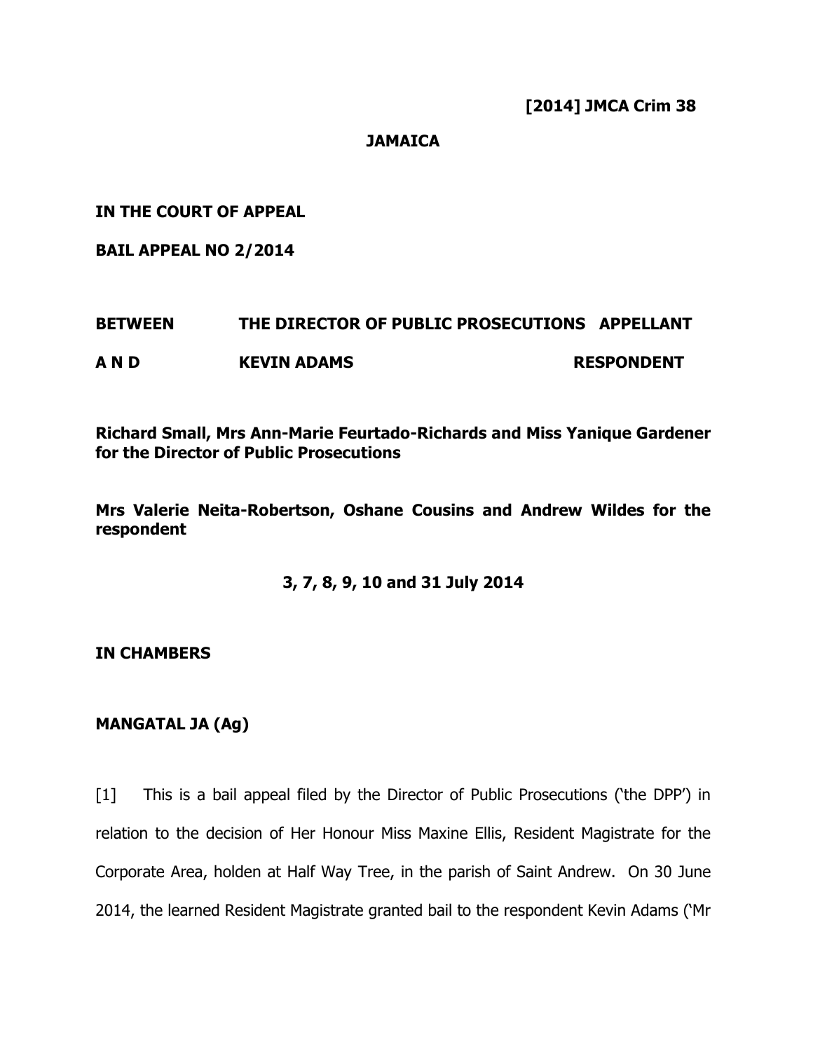**[2014] JMCA Crim 38**

**JAMAICA**

**IN THE COURT OF APPEAL**

**BAIL APPEAL NO 2/2014**

**BETWEEN THE DIRECTOR OF PUBLIC PROSECUTIONS APPELLANT**

**A N D KEVIN ADAMS RESPONDENT**

**Richard Small, Mrs Ann-Marie Feurtado-Richards and Miss Yanique Gardener for the Director of Public Prosecutions**

**Mrs Valerie Neita-Robertson, Oshane Cousins and Andrew Wildes for the respondent**

**3, 7, 8, 9, 10 and 31 July 2014**

**IN CHAMBERS**

**MANGATAL JA (Ag)**

[1] This is a bail appeal filed by the Director of Public Prosecutions ('the DPP') in relation to the decision of Her Honour Miss Maxine Ellis, Resident Magistrate for the Corporate Area, holden at Half Way Tree, in the parish of Saint Andrew. On 30 June 2014, the learned Resident Magistrate granted bail to the respondent Kevin Adams ('Mr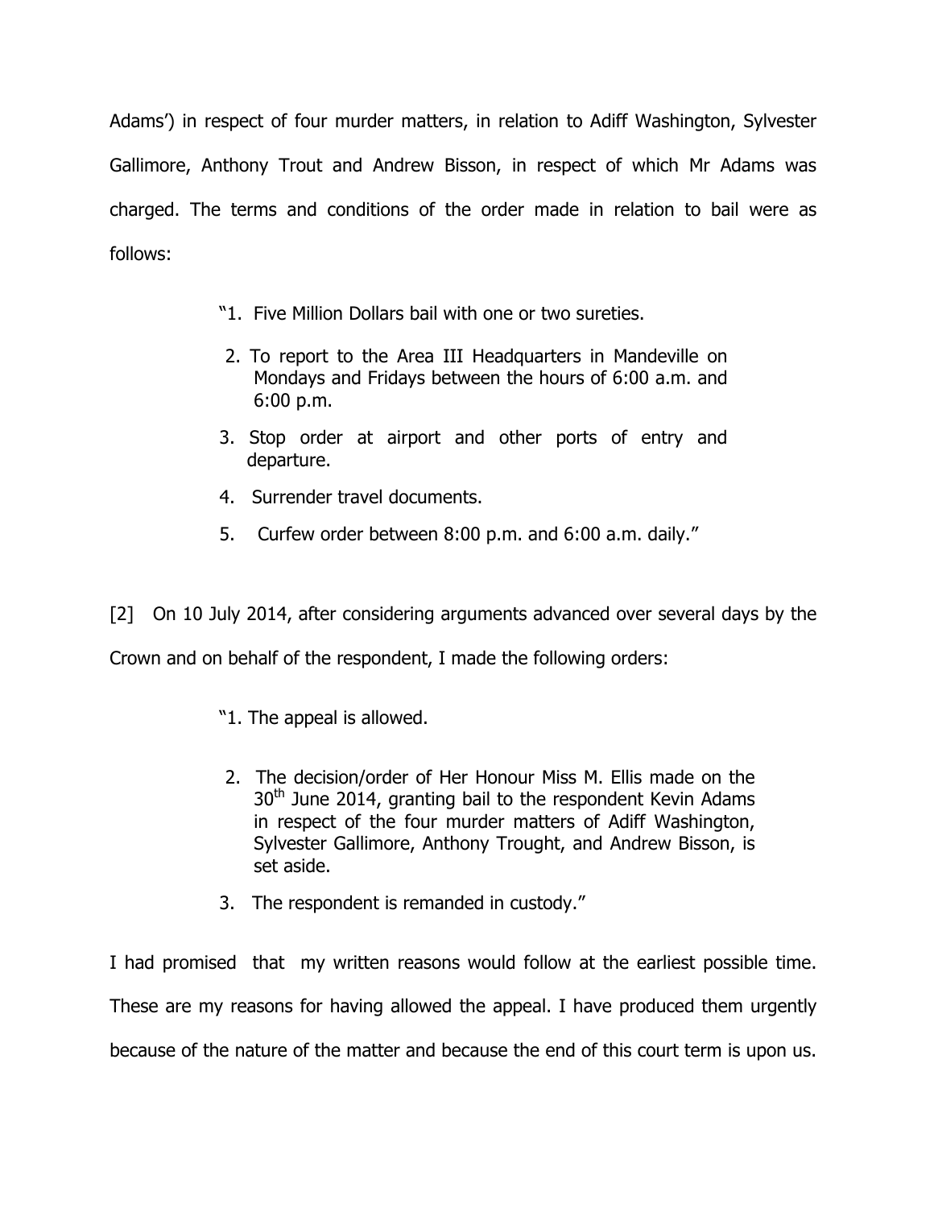Adams') in respect of four murder matters, in relation to Adiff Washington, Sylvester Gallimore, Anthony Trout and Andrew Bisson, in respect of which Mr Adams was charged. The terms and conditions of the order made in relation to bail were as follows:

> "1. Five Million Dollars bail with one or two sureties.
>
> 2. To report to the Area III Headquarters in Mandeville on Mondays and Fridays between the hours of 6:00 a.m. and 6:00 p.m.
>
> 3. Stop order at airport and other ports of entry and departure.
>
> 4. Surrender travel documents.
>
> 5. Curfew order between 8:00 p.m. and 6:00 a.m. daily."

[2] On 10 July 2014, after considering arguments advanced over several days by the Crown and on behalf of the respondent, I made the following orders:

> "1. The appeal is allowed.
>
> 2. The decision/order of Her Honour Miss M. Ellis made on the 30th June 2014, granting bail to the respondent Kevin Adams in respect of the four murder matters of Adiff Washington, Sylvester Gallimore, Anthony Trought, and Andrew Bisson, is set aside.
>
> 3. The respondent is remanded in custody."

I had promised that my written reasons would follow at the earliest possible time. These are my reasons for having allowed the appeal. I have produced them urgently because of the nature of the matter and because the end of this court term is upon us.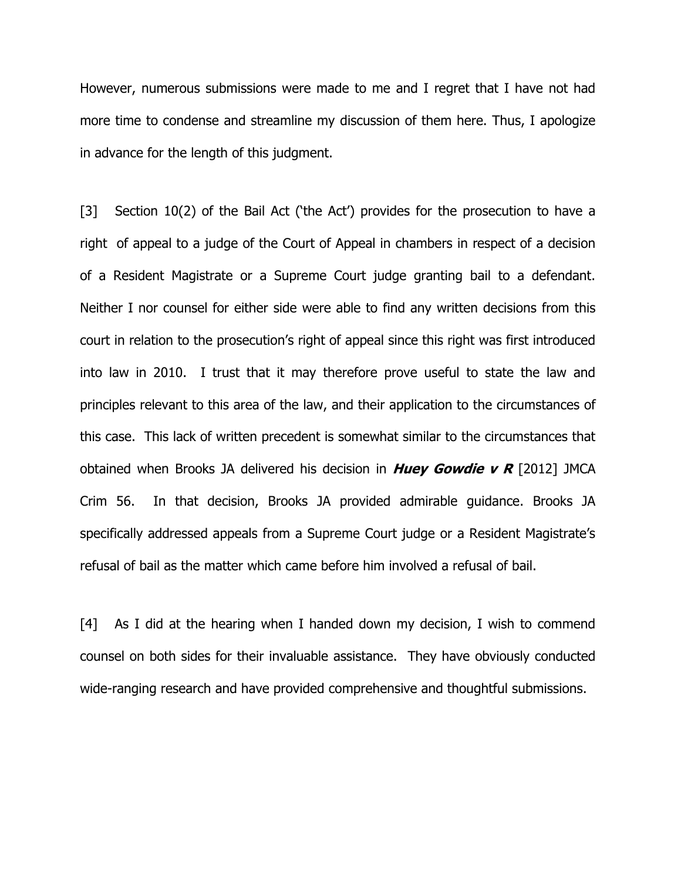However, numerous submissions were made to me and I regret that I have not had more time to condense and streamline my discussion of them here. Thus, I apologize in advance for the length of this judgment.

[3] Section 10(2) of the Bail Act ('the Act') provides for the prosecution to have a right of appeal to a judge of the Court of Appeal in chambers in respect of a decision of a Resident Magistrate or a Supreme Court judge granting bail to a defendant. Neither I nor counsel for either side were able to find any written decisions from this court in relation to the prosecution's right of appeal since this right was first introduced into law in 2010. I trust that it may therefore prove useful to state the law and principles relevant to this area of the law, and their application to the circumstances of this case. This lack of written precedent is somewhat similar to the circumstances that obtained when Brooks JA delivered his decision in ***Huey Gowdie v R*** [2012] JMCA Crim 56. In that decision, Brooks JA provided admirable guidance. Brooks JA specifically addressed appeals from a Supreme Court judge or a Resident Magistrate's refusal of bail as the matter which came before him involved a refusal of bail.

[4] As I did at the hearing when I handed down my decision, I wish to commend counsel on both sides for their invaluable assistance. They have obviously conducted wide-ranging research and have provided comprehensive and thoughtful submissions.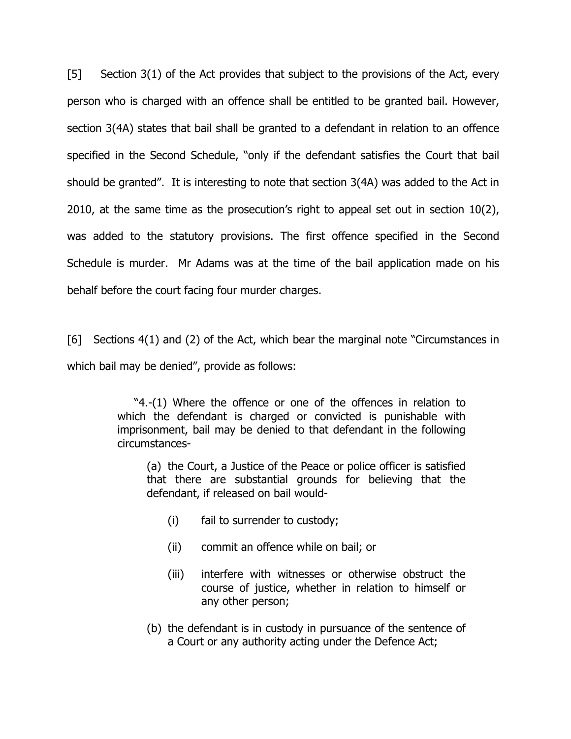[5] Section 3(1) of the Act provides that subject to the provisions of the Act, every person who is charged with an offence shall be entitled to be granted bail. However, section 3(4A) states that bail shall be granted to a defendant in relation to an offence specified in the Second Schedule, "only if the defendant satisfies the Court that bail should be granted". It is interesting to note that section 3(4A) was added to the Act in 2010, at the same time as the prosecution's right to appeal set out in section 10(2), was added to the statutory provisions. The first offence specified in the Second Schedule is murder. Mr Adams was at the time of the bail application made on his behalf before the court facing four murder charges.

[6] Sections 4(1) and (2) of the Act, which bear the marginal note "Circumstances in which bail may be denied", provide as follows:

> "4.-(1) Where the offence or one of the offences in relation to which the defendant is charged or convicted is punishable with imprisonment, bail may be denied to that defendant in the following circumstances-
>
> > (a) the Court, a Justice of the Peace or police officer is satisfied that there are substantial grounds for believing that the defendant, if released on bail would-
> >
> > > (i) fail to surrender to custody;
> > >
> > > (ii) commit an offence while on bail; or
> > >
> > > (iii) interfere with witnesses or otherwise obstruct the course of justice, whether in relation to himself or any other person;
> >
> > (b) the defendant is in custody in pursuance of the sentence of a Court or any authority acting under the Defence Act;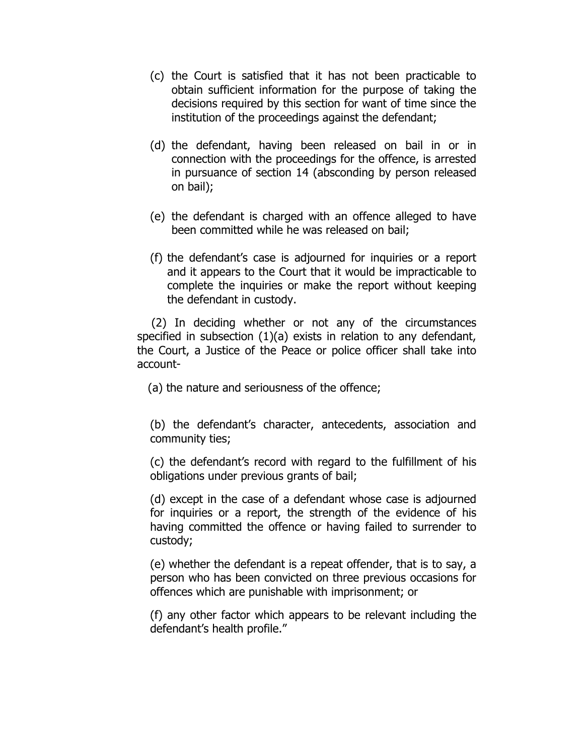(c) the Court is satisfied that it has not been practicable to obtain sufficient information for the purpose of taking the decisions required by this section for want of time since the institution of the proceedings against the defendant;

(d) the defendant, having been released on bail in or in connection with the proceedings for the offence, is arrested in pursuance of section 14 (absconding by person released on bail);

(e) the defendant is charged with an offence alleged to have been committed while he was released on bail;

(f) the defendant's case is adjourned for inquiries or a report and it appears to the Court that it would be impracticable to complete the inquiries or make the report without keeping the defendant in custody.

(2) In deciding whether or not any of the circumstances specified in subsection (1)(a) exists in relation to any defendant, the Court, a Justice of the Peace or police officer shall take into account-

(a) the nature and seriousness of the offence;

(b) the defendant's character, antecedents, association and community ties;

(c) the defendant's record with regard to the fulfillment of his obligations under previous grants of bail;

(d) except in the case of a defendant whose case is adjourned for inquiries or a report, the strength of the evidence of his having committed the offence or having failed to surrender to custody;

(e) whether the defendant is a repeat offender, that is to say, a person who has been convicted on three previous occasions for offences which are punishable with imprisonment; or

(f) any other factor which appears to be relevant including the defendant's health profile."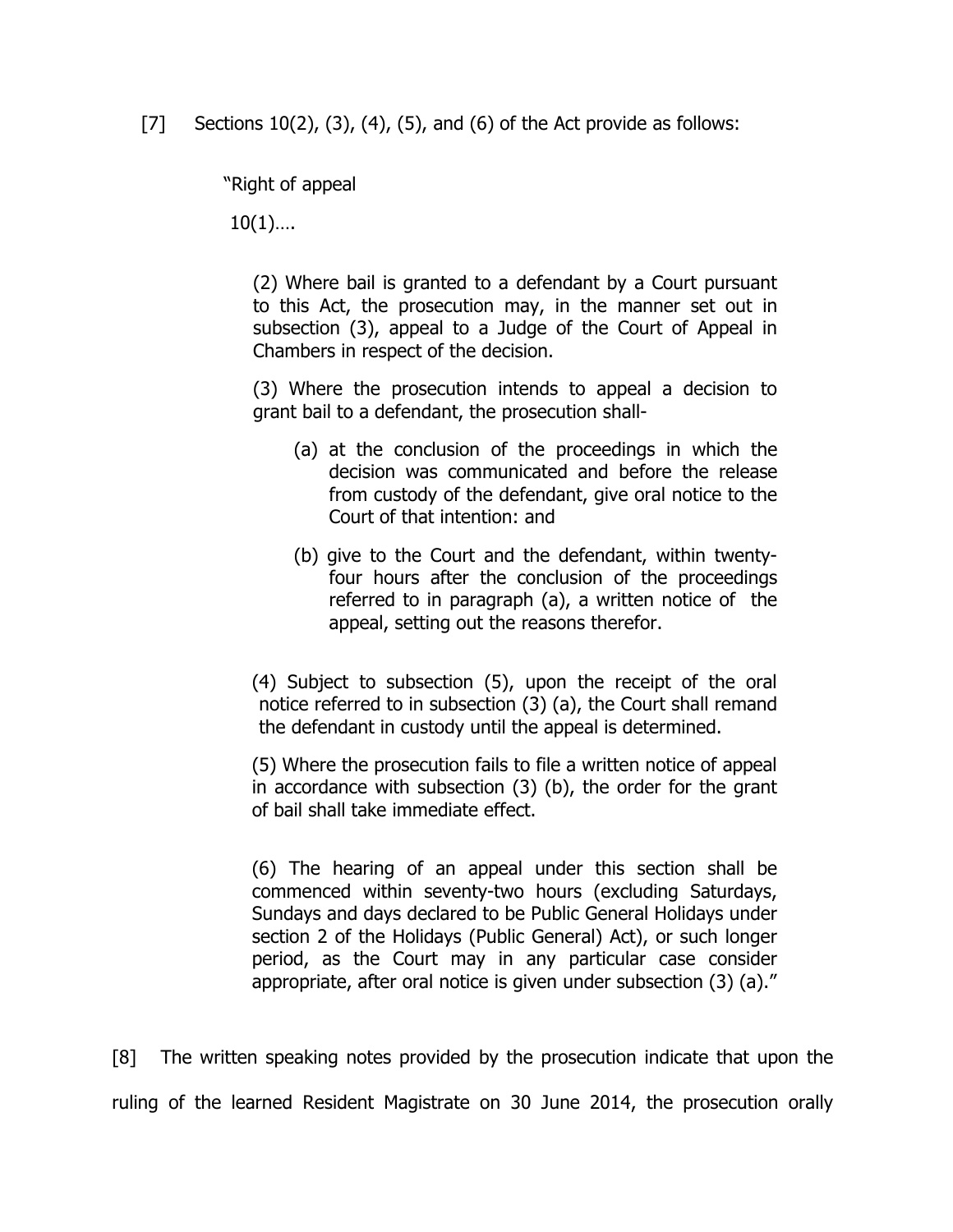[7] Sections 10(2), (3), (4), (5), and (6) of the Act provide as follows:

> "Right of appeal
>
> 10(1)….
>
> (2) Where bail is granted to a defendant by a Court pursuant to this Act, the prosecution may, in the manner set out in subsection (3), appeal to a Judge of the Court of Appeal in Chambers in respect of the decision.
>
> (3) Where the prosecution intends to appeal a decision to grant bail to a defendant, the prosecution shall-
>
> (a) at the conclusion of the proceedings in which the decision was communicated and before the release from custody of the defendant, give oral notice to the Court of that intention: and
>
> (b) give to the Court and the defendant, within twenty-four hours after the conclusion of the proceedings referred to in paragraph (a), a written notice of the appeal, setting out the reasons therefor.
>
> (4) Subject to subsection (5), upon the receipt of the oral notice referred to in subsection (3) (a), the Court shall remand the defendant in custody until the appeal is determined.
>
> (5) Where the prosecution fails to file a written notice of appeal in accordance with subsection (3) (b), the order for the grant of bail shall take immediate effect.
>
> (6) The hearing of an appeal under this section shall be commenced within seventy-two hours (excluding Saturdays, Sundays and days declared to be Public General Holidays under section 2 of the Holidays (Public General) Act), or such longer period, as the Court may in any particular case consider appropriate, after oral notice is given under subsection (3) (a)."

[8] The written speaking notes provided by the prosecution indicate that upon the ruling of the learned Resident Magistrate on 30 June 2014, the prosecution orally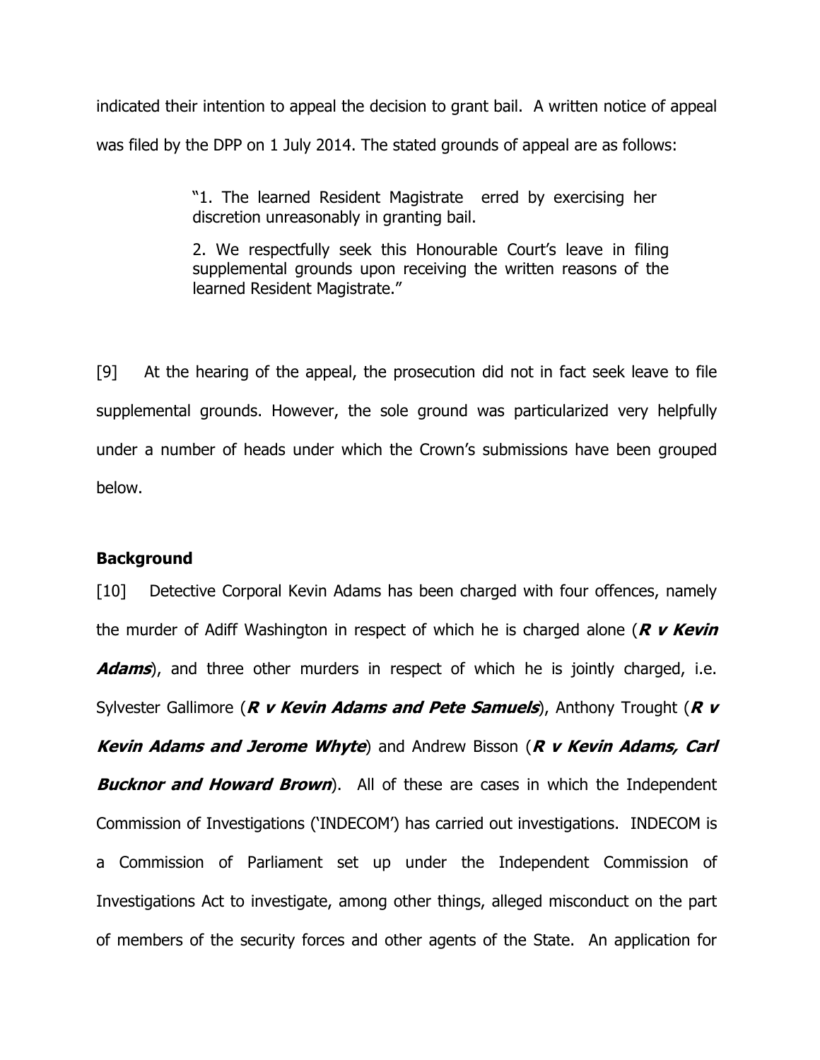indicated their intention to appeal the decision to grant bail. A written notice of appeal was filed by the DPP on 1 July 2014. The stated grounds of appeal are as follows:

> "1. The learned Resident Magistrate erred by exercising her discretion unreasonably in granting bail.
>
> 2. We respectfully seek this Honourable Court's leave in filing supplemental grounds upon receiving the written reasons of the learned Resident Magistrate."

[9] At the hearing of the appeal, the prosecution did not in fact seek leave to file supplemental grounds. However, the sole ground was particularized very helpfully under a number of heads under which the Crown's submissions have been grouped below.

**Background**

[10] Detective Corporal Kevin Adams has been charged with four offences, namely the murder of Adiff Washington in respect of which he is charged alone (***R v Kevin Adams***), and three other murders in respect of which he is jointly charged, i.e. Sylvester Gallimore (***R v Kevin Adams and Pete Samuels***), Anthony Trought (***R v Kevin Adams and Jerome Whyte***) and Andrew Bisson (***R v Kevin Adams, Carl Bucknor and Howard Brown***). All of these are cases in which the Independent Commission of Investigations ('INDECOM') has carried out investigations. INDECOM is a Commission of Parliament set up under the Independent Commission of Investigations Act to investigate, among other things, alleged misconduct on the part of members of the security forces and other agents of the State. An application for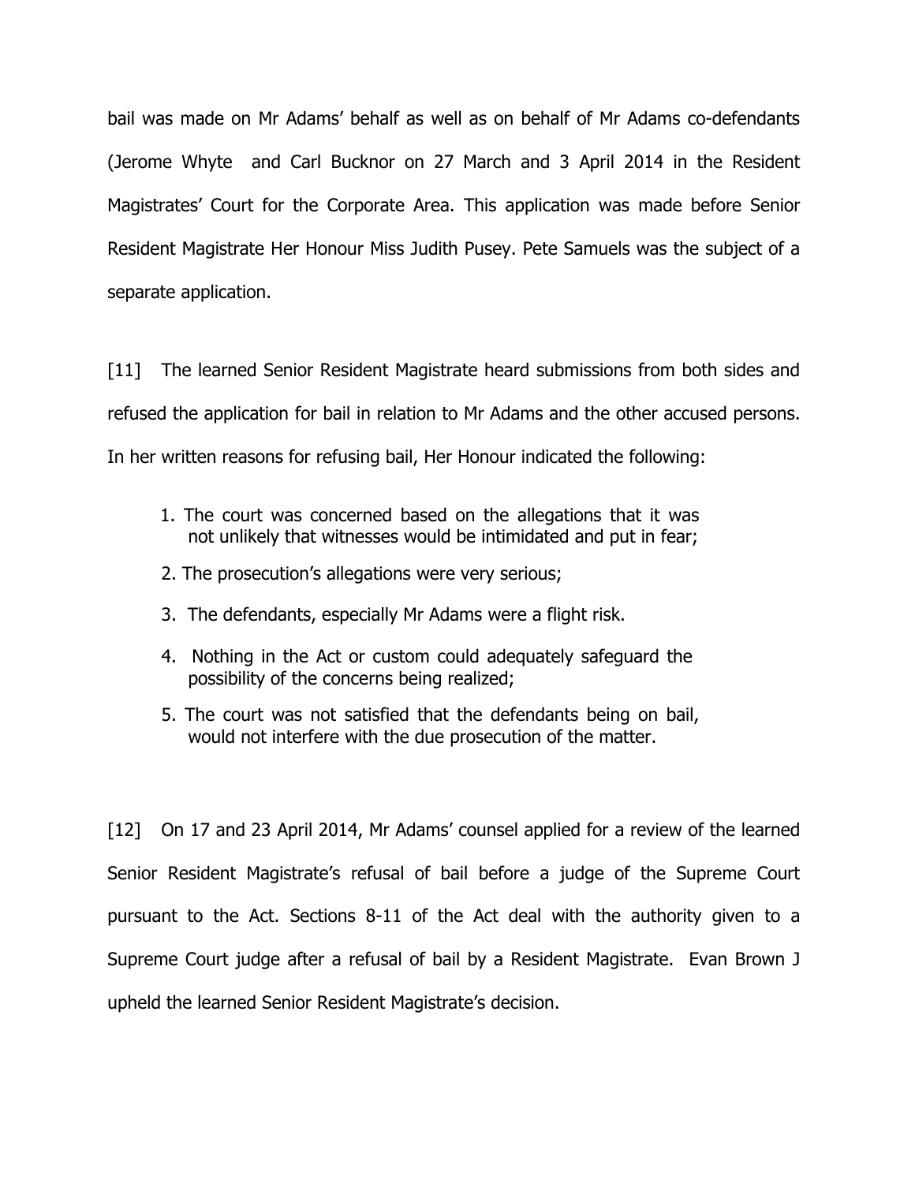bail was made on Mr Adams' behalf as well as on behalf of Mr Adams co-defendants (Jerome Whyte and Carl Bucknor on 27 March and 3 April 2014 in the Resident Magistrates' Court for the Corporate Area. This application was made before Senior Resident Magistrate Her Honour Miss Judith Pusey. Pete Samuels was the subject of a separate application.

[11] The learned Senior Resident Magistrate heard submissions from both sides and refused the application for bail in relation to Mr Adams and the other accused persons. In her written reasons for refusing bail, Her Honour indicated the following:

1. The court was concerned based on the allegations that it was not unlikely that witnesses would be intimidated and put in fear;
2. The prosecution's allegations were very serious;
3. The defendants, especially Mr Adams were a flight risk.
4. Nothing in the Act or custom could adequately safeguard the possibility of the concerns being realized;
5. The court was not satisfied that the defendants being on bail, would not interfere with the due prosecution of the matter.

[12] On 17 and 23 April 2014, Mr Adams' counsel applied for a review of the learned Senior Resident Magistrate's refusal of bail before a judge of the Supreme Court pursuant to the Act. Sections 8-11 of the Act deal with the authority given to a Supreme Court judge after a refusal of bail by a Resident Magistrate. Evan Brown J upheld the learned Senior Resident Magistrate's decision.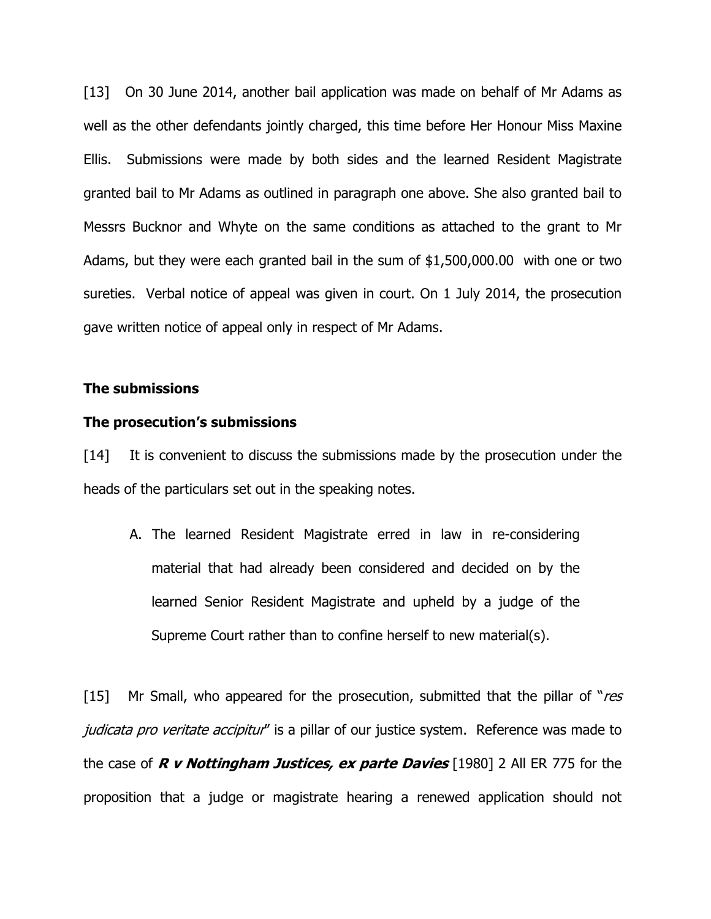[13] On 30 June 2014, another bail application was made on behalf of Mr Adams as well as the other defendants jointly charged, this time before Her Honour Miss Maxine Ellis. Submissions were made by both sides and the learned Resident Magistrate granted bail to Mr Adams as outlined in paragraph one above. She also granted bail to Messrs Bucknor and Whyte on the same conditions as attached to the grant to Mr Adams, but they were each granted bail in the sum of $1,500,000.00 with one or two sureties. Verbal notice of appeal was given in court. On 1 July 2014, the prosecution gave written notice of appeal only in respect of Mr Adams.

**The submissions**

**The prosecution's submissions**

[14] It is convenient to discuss the submissions made by the prosecution under the heads of the particulars set out in the speaking notes.

A. The learned Resident Magistrate erred in law in re-considering material that had already been considered and decided on by the learned Senior Resident Magistrate and upheld by a judge of the Supreme Court rather than to confine herself to new material(s).

[15] Mr Small, who appeared for the prosecution, submitted that the pillar of "*res judicata pro veritate accipitur*" is a pillar of our justice system. Reference was made to the case of ***R v Nottingham Justices, ex parte Davies*** [1980] 2 All ER 775 for the proposition that a judge or magistrate hearing a renewed application should not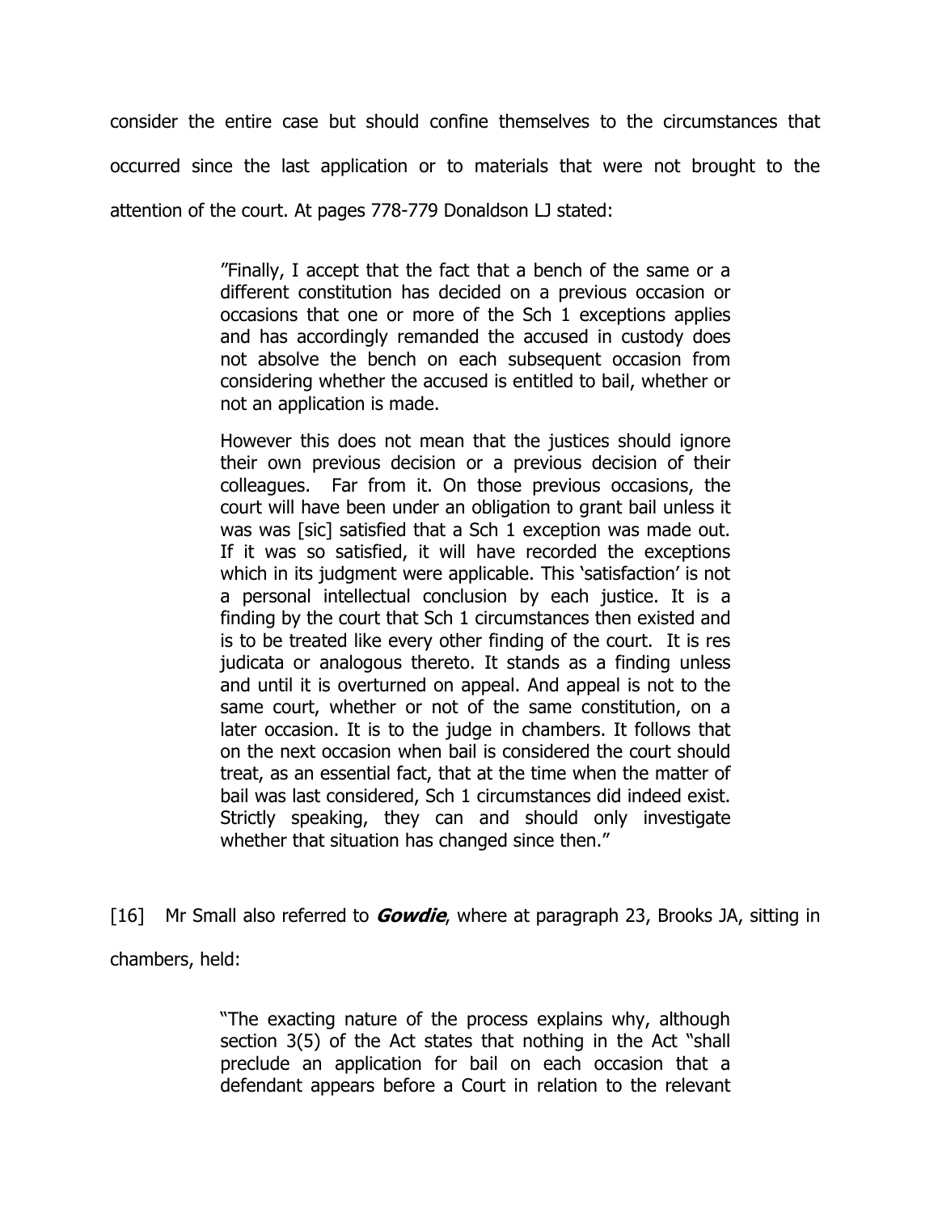consider the entire case but should confine themselves to the circumstances that occurred since the last application or to materials that were not brought to the attention of the court. At pages 778-779 Donaldson LJ stated:

> "Finally, I accept that the fact that a bench of the same or a different constitution has decided on a previous occasion or occasions that one or more of the Sch 1 exceptions applies and has accordingly remanded the accused in custody does not absolve the bench on each subsequent occasion from considering whether the accused is entitled to bail, whether or not an application is made.
>
> However this does not mean that the justices should ignore their own previous decision or a previous decision of their colleagues. Far from it. On those previous occasions, the court will have been under an obligation to grant bail unless it was was [sic] satisfied that a Sch 1 exception was made out. If it was so satisfied, it will have recorded the exceptions which in its judgment were applicable. This 'satisfaction' is not a personal intellectual conclusion by each justice. It is a finding by the court that Sch 1 circumstances then existed and is to be treated like every other finding of the court. It is res judicata or analogous thereto. It stands as a finding unless and until it is overturned on appeal. And appeal is not to the same court, whether or not of the same constitution, on a later occasion. It is to the judge in chambers. It follows that on the next occasion when bail is considered the court should treat, as an essential fact, that at the time when the matter of bail was last considered, Sch 1 circumstances did indeed exist. Strictly speaking, they can and should only investigate whether that situation has changed since then."

[16] Mr Small also referred to ***Gowdie***, where at paragraph 23, Brooks JA, sitting in chambers, held:

> "The exacting nature of the process explains why, although section 3(5) of the Act states that nothing in the Act "shall preclude an application for bail on each occasion that a defendant appears before a Court in relation to the relevant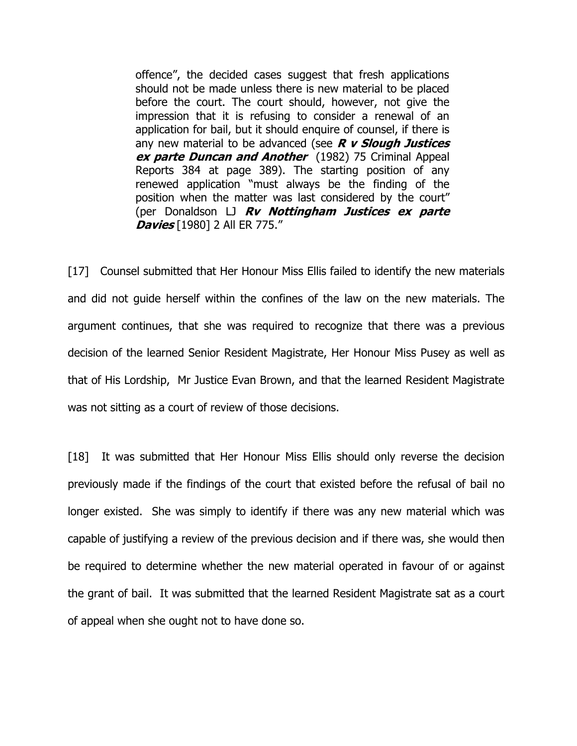offence", the decided cases suggest that fresh applications should not be made unless there is new material to be placed before the court. The court should, however, not give the impression that it is refusing to consider a renewal of an application for bail, but it should enquire of counsel, if there is any new material to be advanced (see ***R v Slough Justices ex parte Duncan and Another*** (1982) 75 Criminal Appeal Reports 384 at page 389). The starting position of any renewed application "must always be the finding of the position when the matter was last considered by the court" (per Donaldson LJ ***Rv Nottingham Justices ex parte Davies*** [1980] 2 All ER 775."

[17] Counsel submitted that Her Honour Miss Ellis failed to identify the new materials and did not guide herself within the confines of the law on the new materials. The argument continues, that she was required to recognize that there was a previous decision of the learned Senior Resident Magistrate, Her Honour Miss Pusey as well as that of His Lordship, Mr Justice Evan Brown, and that the learned Resident Magistrate was not sitting as a court of review of those decisions.

[18] It was submitted that Her Honour Miss Ellis should only reverse the decision previously made if the findings of the court that existed before the refusal of bail no longer existed. She was simply to identify if there was any new material which was capable of justifying a review of the previous decision and if there was, she would then be required to determine whether the new material operated in favour of or against the grant of bail. It was submitted that the learned Resident Magistrate sat as a court of appeal when she ought not to have done so.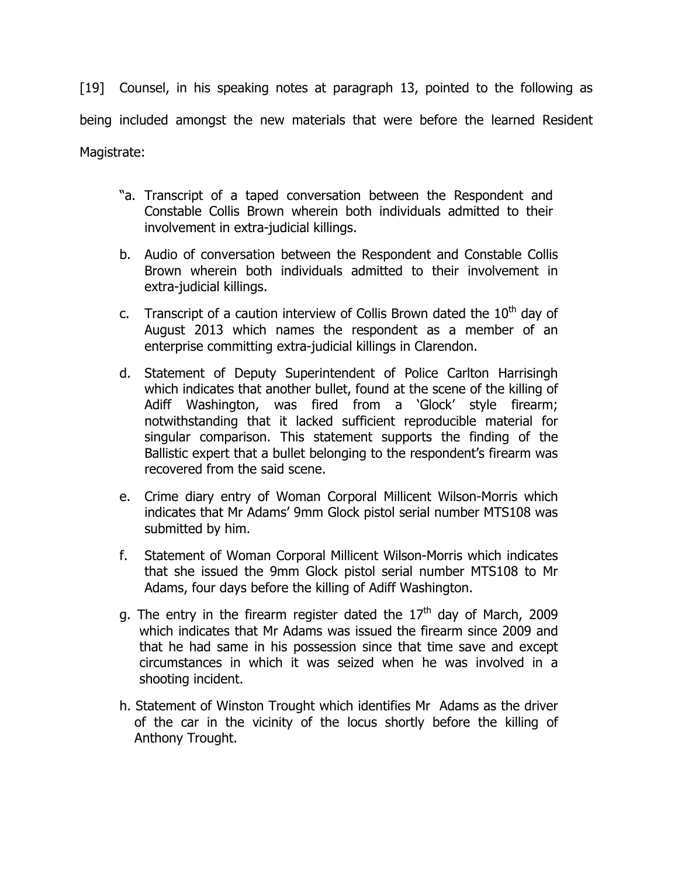[19] Counsel, in his speaking notes at paragraph 13, pointed to the following as being included amongst the new materials that were before the learned Resident Magistrate:

"a. Transcript of a taped conversation between the Respondent and Constable Collis Brown wherein both individuals admitted to their involvement in extra-judicial killings.

b. Audio of conversation between the Respondent and Constable Collis Brown wherein both individuals admitted to their involvement in extra-judicial killings.

c. Transcript of a caution interview of Collis Brown dated the 10th day of August 2013 which names the respondent as a member of an enterprise committing extra-judicial killings in Clarendon.

d. Statement of Deputy Superintendent of Police Carlton Harrisingh which indicates that another bullet, found at the scene of the killing of Adiff Washington, was fired from a 'Glock' style firearm; notwithstanding that it lacked sufficient reproducible material for singular comparison. This statement supports the finding of the Ballistic expert that a bullet belonging to the respondent's firearm was recovered from the said scene.

e. Crime diary entry of Woman Corporal Millicent Wilson-Morris which indicates that Mr Adams' 9mm Glock pistol serial number MTS108 was submitted by him.

f. Statement of Woman Corporal Millicent Wilson-Morris which indicates that she issued the 9mm Glock pistol serial number MTS108 to Mr Adams, four days before the killing of Adiff Washington.

g. The entry in the firearm register dated the 17th day of March, 2009 which indicates that Mr Adams was issued the firearm since 2009 and that he had same in his possession since that time save and except circumstances in which it was seized when he was involved in a shooting incident.

h. Statement of Winston Trought which identifies Mr Adams as the driver of the car in the vicinity of the locus shortly before the killing of Anthony Trought.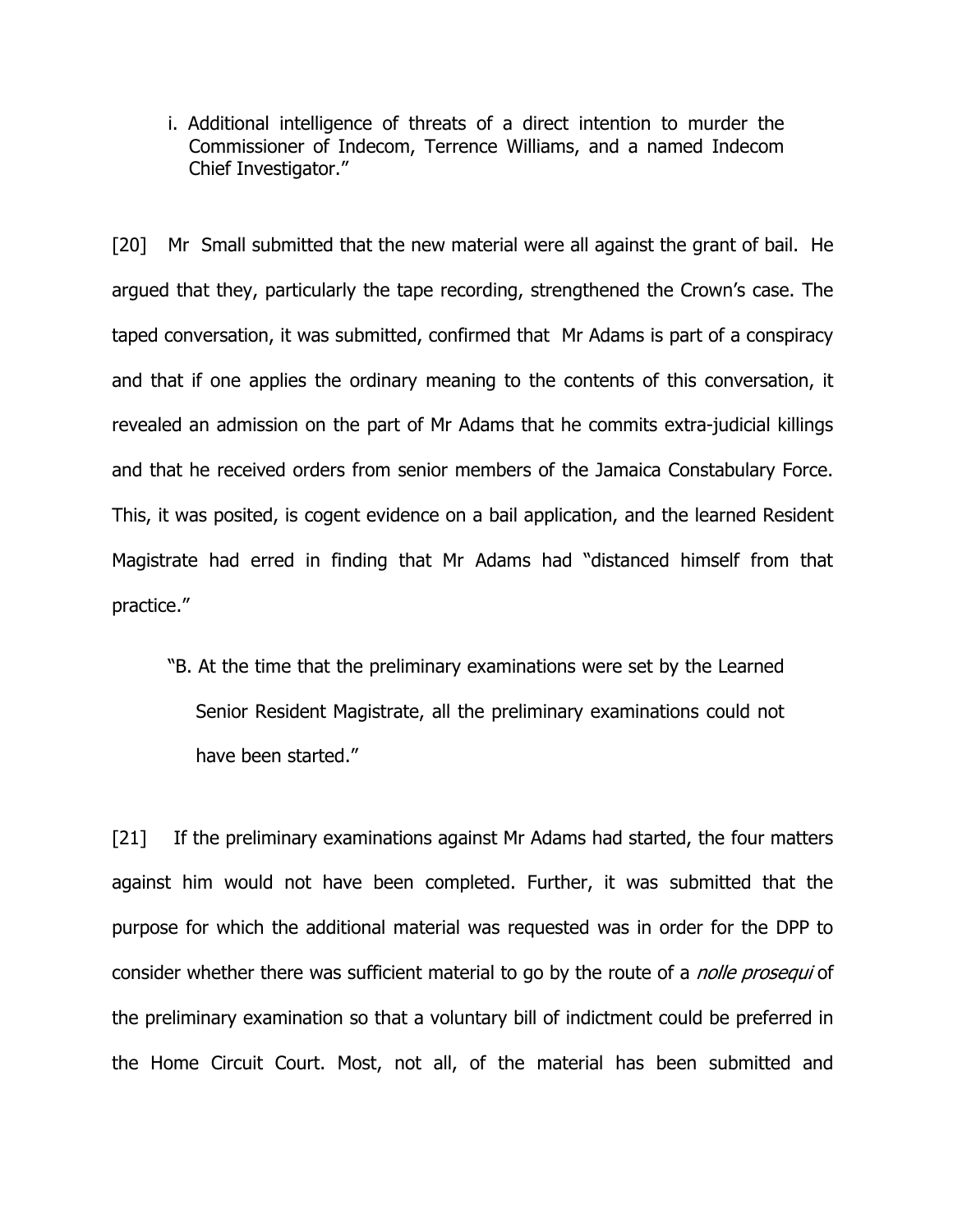i. Additional intelligence of threats of a direct intention to murder the Commissioner of Indecom, Terrence Williams, and a named Indecom Chief Investigator."

[20] Mr Small submitted that the new material were all against the grant of bail. He argued that they, particularly the tape recording, strengthened the Crown's case. The taped conversation, it was submitted, confirmed that Mr Adams is part of a conspiracy and that if one applies the ordinary meaning to the contents of this conversation, it revealed an admission on the part of Mr Adams that he commits extra-judicial killings and that he received orders from senior members of the Jamaica Constabulary Force. This, it was posited, is cogent evidence on a bail application, and the learned Resident Magistrate had erred in finding that Mr Adams had "distanced himself from that practice."

> "B. At the time that the preliminary examinations were set by the Learned Senior Resident Magistrate, all the preliminary examinations could not have been started."

[21] If the preliminary examinations against Mr Adams had started, the four matters against him would not have been completed. Further, it was submitted that the purpose for which the additional material was requested was in order for the DPP to consider whether there was sufficient material to go by the route of a *nolle prosequi* of the preliminary examination so that a voluntary bill of indictment could be preferred in the Home Circuit Court. Most, not all, of the material has been submitted and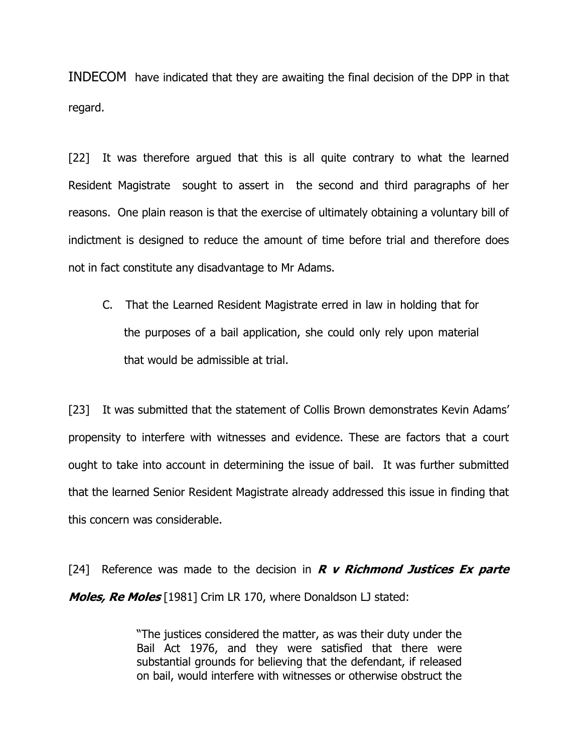INDECOM have indicated that they are awaiting the final decision of the DPP in that regard.

[22] It was therefore argued that this is all quite contrary to what the learned Resident Magistrate sought to assert in the second and third paragraphs of her reasons. One plain reason is that the exercise of ultimately obtaining a voluntary bill of indictment is designed to reduce the amount of time before trial and therefore does not in fact constitute any disadvantage to Mr Adams.

C. That the Learned Resident Magistrate erred in law in holding that for the purposes of a bail application, she could only rely upon material that would be admissible at trial.

[23] It was submitted that the statement of Collis Brown demonstrates Kevin Adams' propensity to interfere with witnesses and evidence. These are factors that a court ought to take into account in determining the issue of bail. It was further submitted that the learned Senior Resident Magistrate already addressed this issue in finding that this concern was considerable.

[24] Reference was made to the decision in ***R v Richmond Justices Ex parte Moles, Re Moles*** [1981] Crim LR 170, where Donaldson LJ stated:

> "The justices considered the matter, as was their duty under the Bail Act 1976, and they were satisfied that there were substantial grounds for believing that the defendant, if released on bail, would interfere with witnesses or otherwise obstruct the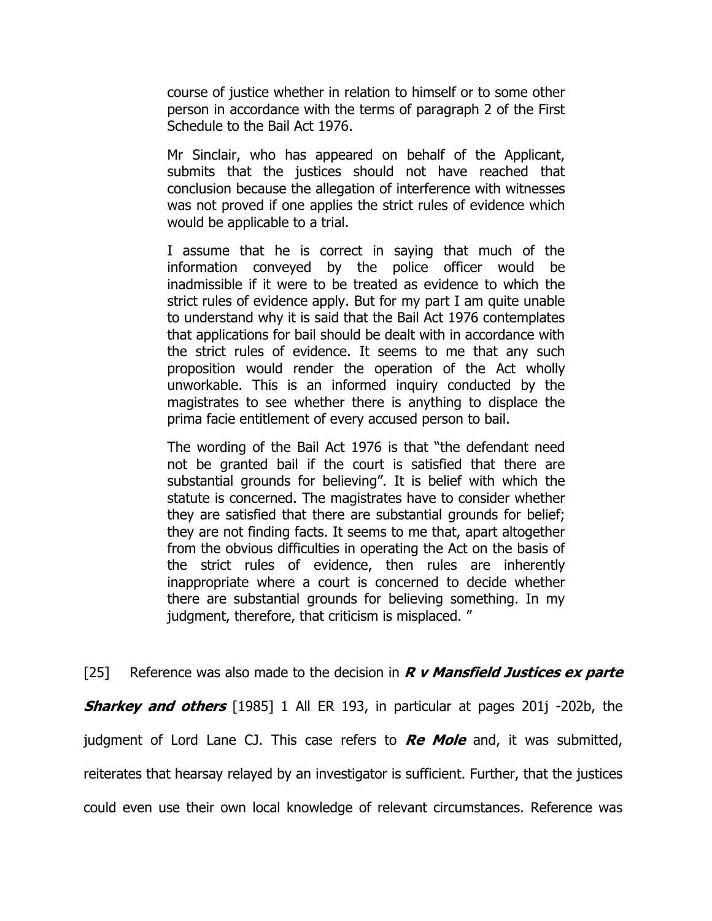> course of justice whether in relation to himself or to some other person in accordance with the terms of paragraph 2 of the First Schedule to the Bail Act 1976.
>
> Mr Sinclair, who has appeared on behalf of the Applicant, submits that the justices should not have reached that conclusion because the allegation of interference with witnesses was not proved if one applies the strict rules of evidence which would be applicable to a trial.
>
> I assume that he is correct in saying that much of the information conveyed by the police officer would be inadmissible if it were to be treated as evidence to which the strict rules of evidence apply. But for my part I am quite unable to understand why it is said that the Bail Act 1976 contemplates that applications for bail should be dealt with in accordance with the strict rules of evidence. It seems to me that any such proposition would render the operation of the Act wholly unworkable. This is an informed inquiry conducted by the magistrates to see whether there is anything to displace the prima facie entitlement of every accused person to bail.
>
> The wording of the Bail Act 1976 is that "the defendant need not be granted bail if the court is satisfied that there are substantial grounds for believing". It is belief with which the statute is concerned. The magistrates have to consider whether they are satisfied that there are substantial grounds for belief; they are not finding facts. It seems to me that, apart altogether from the obvious difficulties in operating the Act on the basis of the strict rules of evidence, then rules are inherently inappropriate where a court is concerned to decide whether there are substantial grounds for believing something. In my judgment, therefore, that criticism is misplaced. "

[25] Reference was also made to the decision in ***R v Mansfield Justices ex parte Sharkey and others*** [1985] 1 All ER 193, in particular at pages 201j -202b, the judgment of Lord Lane CJ. This case refers to ***Re Mole*** and, it was submitted, reiterates that hearsay relayed by an investigator is sufficient. Further, that the justices could even use their own local knowledge of relevant circumstances. Reference was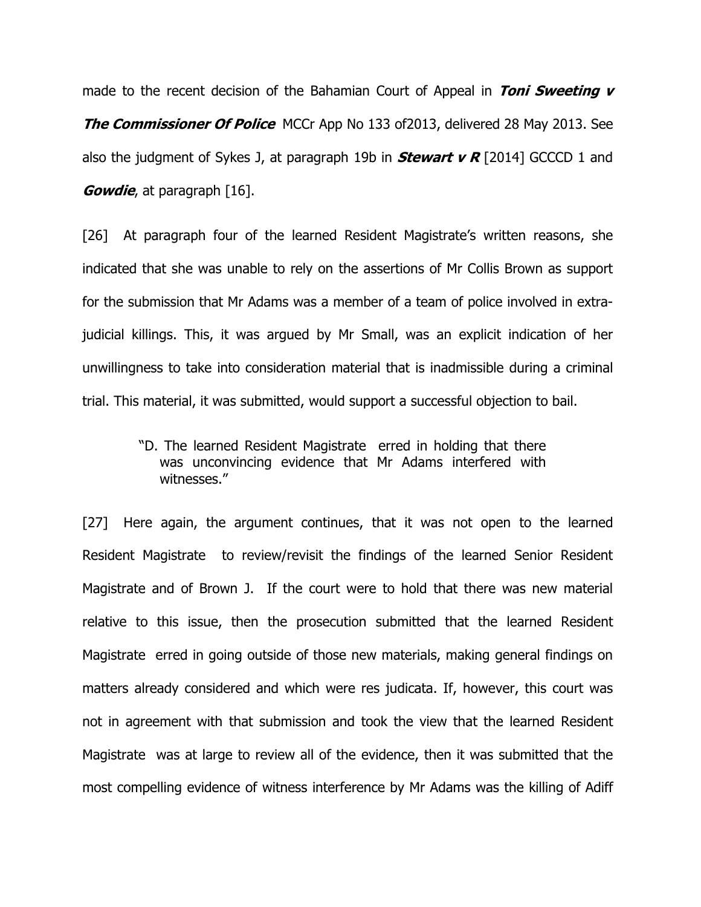made to the recent decision of the Bahamian Court of Appeal in ***Toni Sweeting v The Commissioner Of Police*** MCCr App No 133 of2013, delivered 28 May 2013. See also the judgment of Sykes J, at paragraph 19b in ***Stewart v R*** [2014] GCCCD 1 and ***Gowdie***, at paragraph [16].

[26] At paragraph four of the learned Resident Magistrate's written reasons, she indicated that she was unable to rely on the assertions of Mr Collis Brown as support for the submission that Mr Adams was a member of a team of police involved in extra-judicial killings. This, it was argued by Mr Small, was an explicit indication of her unwillingness to take into consideration material that is inadmissible during a criminal trial. This material, it was submitted, would support a successful objection to bail.

> "D. The learned Resident Magistrate erred in holding that there was unconvincing evidence that Mr Adams interfered with witnesses."

[27] Here again, the argument continues, that it was not open to the learned Resident Magistrate to review/revisit the findings of the learned Senior Resident Magistrate and of Brown J. If the court were to hold that there was new material relative to this issue, then the prosecution submitted that the learned Resident Magistrate erred in going outside of those new materials, making general findings on matters already considered and which were res judicata. If, however, this court was not in agreement with that submission and took the view that the learned Resident Magistrate was at large to review all of the evidence, then it was submitted that the most compelling evidence of witness interference by Mr Adams was the killing of Adiff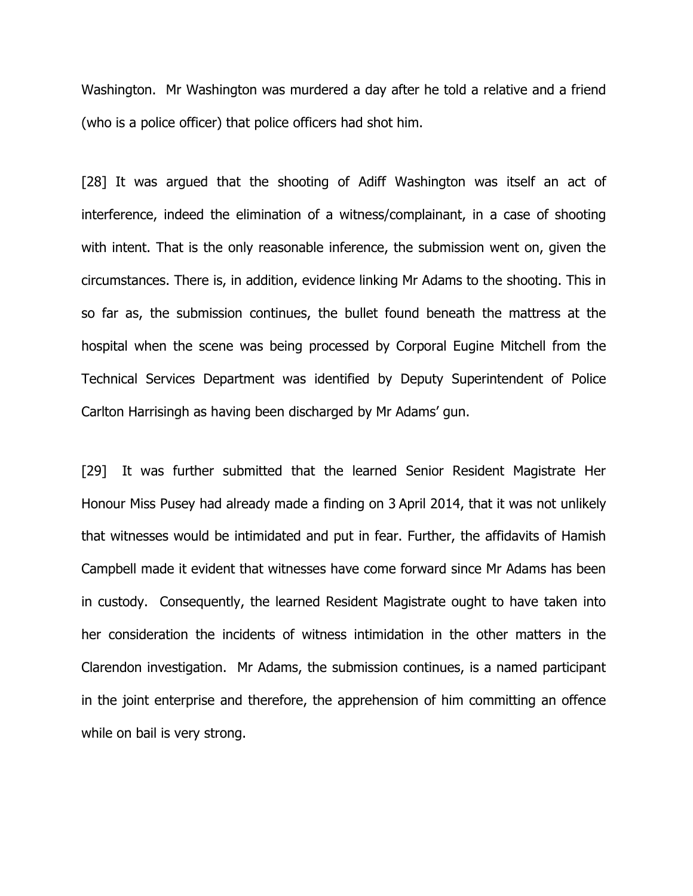Washington. Mr Washington was murdered a day after he told a relative and a friend (who is a police officer) that police officers had shot him.

[28] It was argued that the shooting of Adiff Washington was itself an act of interference, indeed the elimination of a witness/complainant, in a case of shooting with intent. That is the only reasonable inference, the submission went on, given the circumstances. There is, in addition, evidence linking Mr Adams to the shooting. This in so far as, the submission continues, the bullet found beneath the mattress at the hospital when the scene was being processed by Corporal Eugine Mitchell from the Technical Services Department was identified by Deputy Superintendent of Police Carlton Harrisingh as having been discharged by Mr Adams' gun.

[29] It was further submitted that the learned Senior Resident Magistrate Her Honour Miss Pusey had already made a finding on 3 April 2014, that it was not unlikely that witnesses would be intimidated and put in fear. Further, the affidavits of Hamish Campbell made it evident that witnesses have come forward since Mr Adams has been in custody. Consequently, the learned Resident Magistrate ought to have taken into her consideration the incidents of witness intimidation in the other matters in the Clarendon investigation. Mr Adams, the submission continues, is a named participant in the joint enterprise and therefore, the apprehension of him committing an offence while on bail is very strong.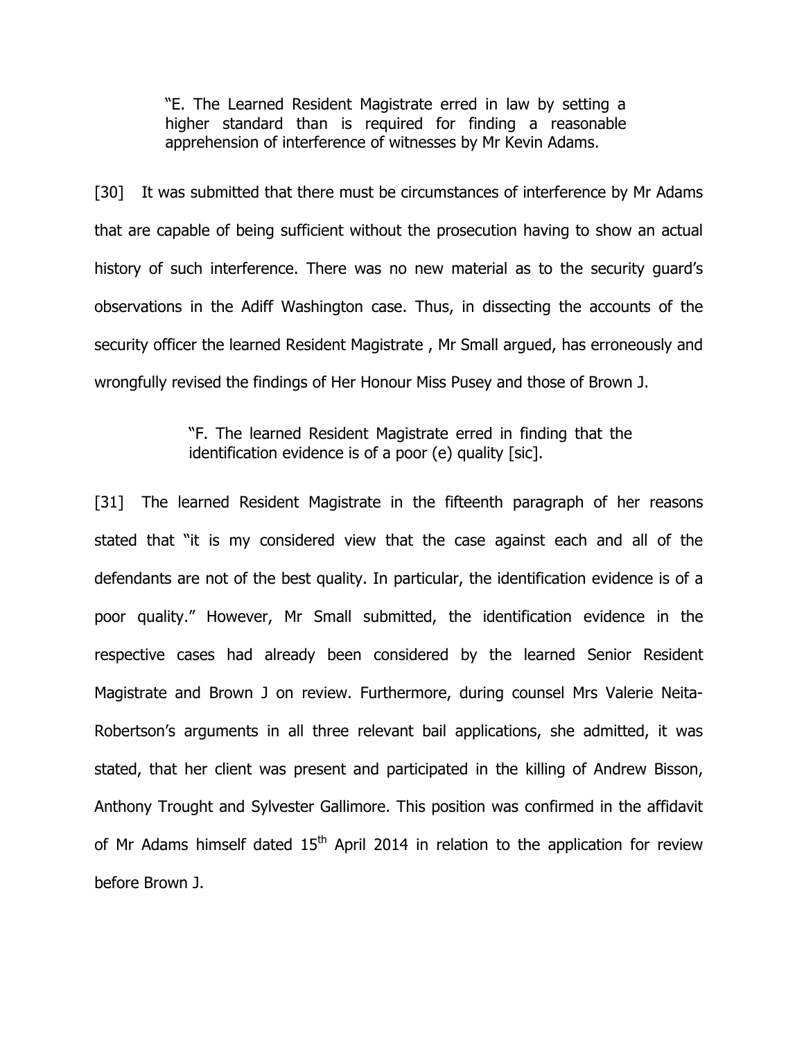> "E. The Learned Resident Magistrate erred in law by setting a higher standard than is required for finding a reasonable apprehension of interference of witnesses by Mr Kevin Adams.

[30] It was submitted that there must be circumstances of interference by Mr Adams that are capable of being sufficient without the prosecution having to show an actual history of such interference. There was no new material as to the security guard's observations in the Adiff Washington case. Thus, in dissecting the accounts of the security officer the learned Resident Magistrate , Mr Small argued, has erroneously and wrongfully revised the findings of Her Honour Miss Pusey and those of Brown J.

> "F. The learned Resident Magistrate erred in finding that the identification evidence is of a poor (e) quality [sic].

[31] The learned Resident Magistrate in the fifteenth paragraph of her reasons stated that "it is my considered view that the case against each and all of the defendants are not of the best quality. In particular, the identification evidence is of a poor quality." However, Mr Small submitted, the identification evidence in the respective cases had already been considered by the learned Senior Resident Magistrate and Brown J on review. Furthermore, during counsel Mrs Valerie Neita-Robertson's arguments in all three relevant bail applications, she admitted, it was stated, that her client was present and participated in the killing of Andrew Bisson, Anthony Trought and Sylvester Gallimore. This position was confirmed in the affidavit of Mr Adams himself dated 15th April 2014 in relation to the application for review before Brown J.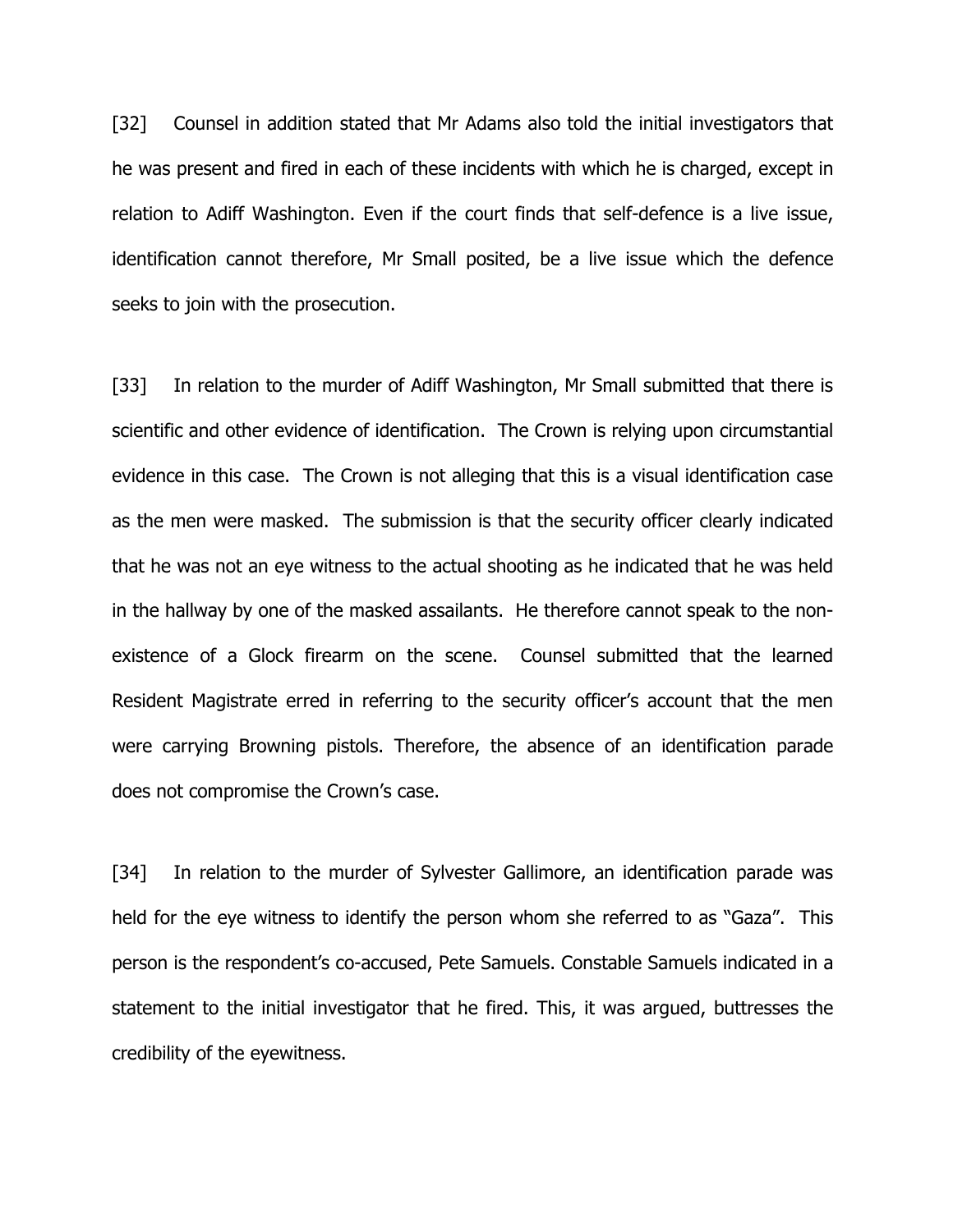[32] Counsel in addition stated that Mr Adams also told the initial investigators that he was present and fired in each of these incidents with which he is charged, except in relation to Adiff Washington. Even if the court finds that self-defence is a live issue, identification cannot therefore, Mr Small posited, be a live issue which the defence seeks to join with the prosecution.

[33] In relation to the murder of Adiff Washington, Mr Small submitted that there is scientific and other evidence of identification. The Crown is relying upon circumstantial evidence in this case. The Crown is not alleging that this is a visual identification case as the men were masked. The submission is that the security officer clearly indicated that he was not an eye witness to the actual shooting as he indicated that he was held in the hallway by one of the masked assailants. He therefore cannot speak to the non-existence of a Glock firearm on the scene. Counsel submitted that the learned Resident Magistrate erred in referring to the security officer's account that the men were carrying Browning pistols. Therefore, the absence of an identification parade does not compromise the Crown's case.

[34] In relation to the murder of Sylvester Gallimore, an identification parade was held for the eye witness to identify the person whom she referred to as "Gaza". This person is the respondent's co-accused, Pete Samuels. Constable Samuels indicated in a statement to the initial investigator that he fired. This, it was argued, buttresses the credibility of the eyewitness.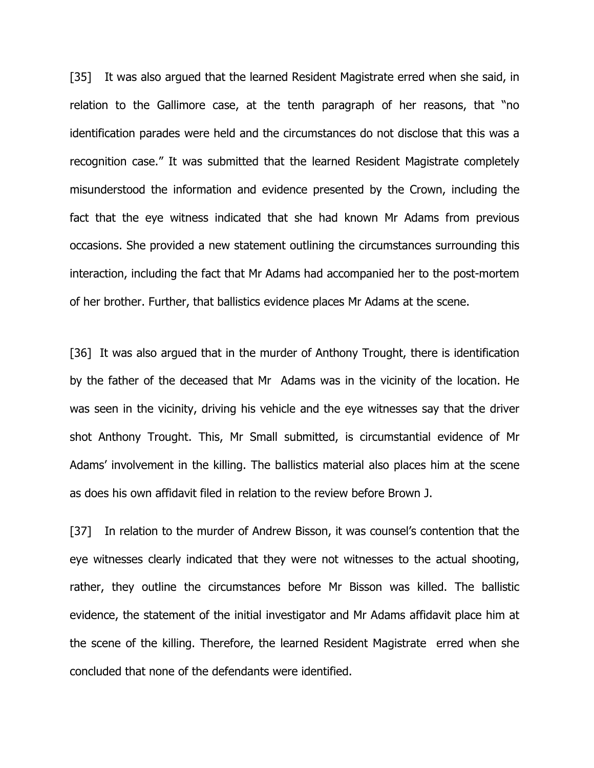[35] It was also argued that the learned Resident Magistrate erred when she said, in relation to the Gallimore case, at the tenth paragraph of her reasons, that "no identification parades were held and the circumstances do not disclose that this was a recognition case." It was submitted that the learned Resident Magistrate completely misunderstood the information and evidence presented by the Crown, including the fact that the eye witness indicated that she had known Mr Adams from previous occasions. She provided a new statement outlining the circumstances surrounding this interaction, including the fact that Mr Adams had accompanied her to the post-mortem of her brother. Further, that ballistics evidence places Mr Adams at the scene.

[36] It was also argued that in the murder of Anthony Trought, there is identification by the father of the deceased that Mr Adams was in the vicinity of the location. He was seen in the vicinity, driving his vehicle and the eye witnesses say that the driver shot Anthony Trought. This, Mr Small submitted, is circumstantial evidence of Mr Adams' involvement in the killing. The ballistics material also places him at the scene as does his own affidavit filed in relation to the review before Brown J.

[37] In relation to the murder of Andrew Bisson, it was counsel's contention that the eye witnesses clearly indicated that they were not witnesses to the actual shooting, rather, they outline the circumstances before Mr Bisson was killed. The ballistic evidence, the statement of the initial investigator and Mr Adams affidavit place him at the scene of the killing. Therefore, the learned Resident Magistrate erred when she concluded that none of the defendants were identified.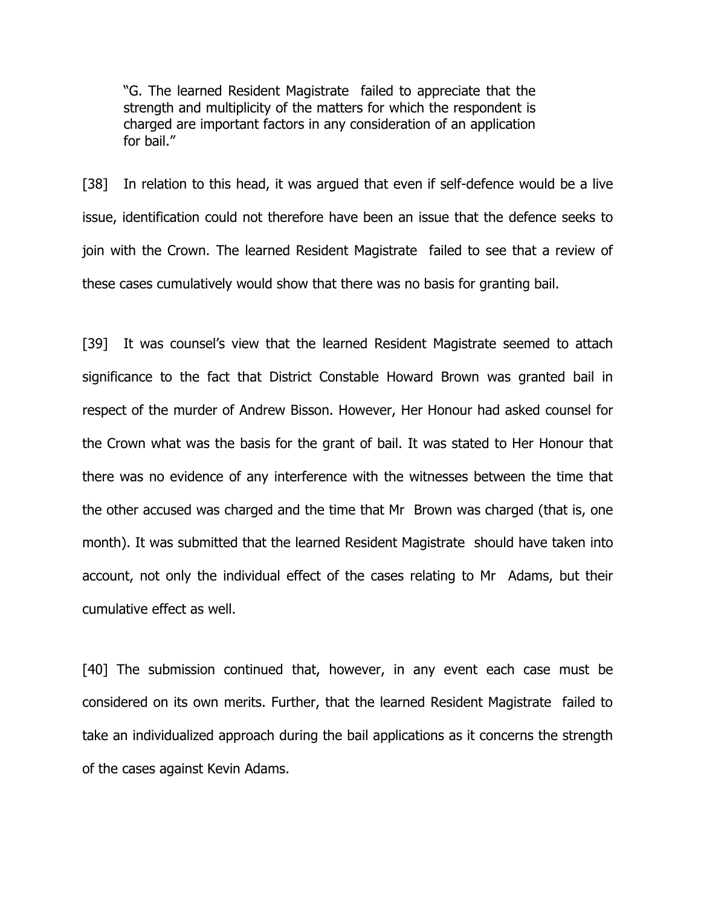> "G. The learned Resident Magistrate failed to appreciate that the strength and multiplicity of the matters for which the respondent is charged are important factors in any consideration of an application for bail."

[38] In relation to this head, it was argued that even if self-defence would be a live issue, identification could not therefore have been an issue that the defence seeks to join with the Crown. The learned Resident Magistrate failed to see that a review of these cases cumulatively would show that there was no basis for granting bail.

[39] It was counsel's view that the learned Resident Magistrate seemed to attach significance to the fact that District Constable Howard Brown was granted bail in respect of the murder of Andrew Bisson. However, Her Honour had asked counsel for the Crown what was the basis for the grant of bail. It was stated to Her Honour that there was no evidence of any interference with the witnesses between the time that the other accused was charged and the time that Mr Brown was charged (that is, one month). It was submitted that the learned Resident Magistrate should have taken into account, not only the individual effect of the cases relating to Mr Adams, but their cumulative effect as well.

[40] The submission continued that, however, in any event each case must be considered on its own merits. Further, that the learned Resident Magistrate failed to take an individualized approach during the bail applications as it concerns the strength of the cases against Kevin Adams.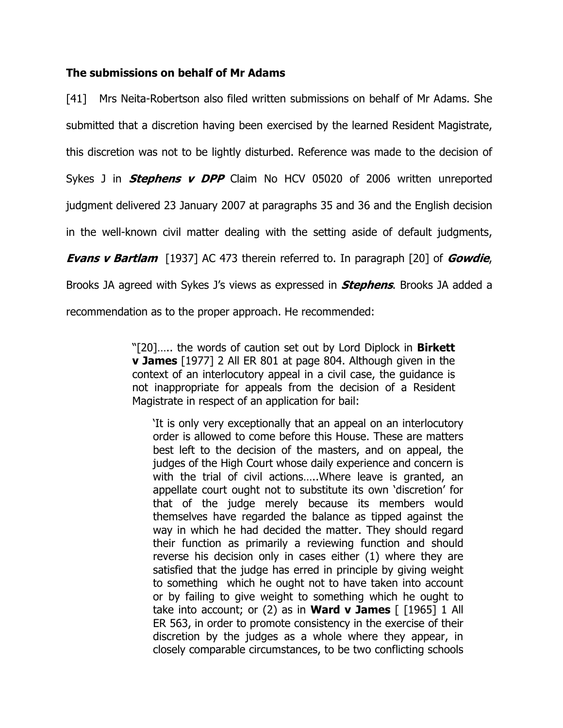### The submissions on behalf of Mr Adams

[41] Mrs Neita-Robertson also filed written submissions on behalf of Mr Adams. She submitted that a discretion having been exercised by the learned Resident Magistrate, this discretion was not to be lightly disturbed. Reference was made to the decision of Sykes J in ***Stephens v DPP*** Claim No HCV 05020 of 2006 written unreported judgment delivered 23 January 2007 at paragraphs 35 and 36 and the English decision in the well-known civil matter dealing with the setting aside of default judgments, ***Evans v Bartlam*** [1937] AC 473 therein referred to. In paragraph [20] of ***Gowdie***, Brooks JA agreed with Sykes J's views as expressed in ***Stephens***. Brooks JA added a recommendation as to the proper approach. He recommended:

> "[20]….. the words of caution set out by Lord Diplock in **Birkett v James** [1977] 2 All ER 801 at page 804. Although given in the context of an interlocutory appeal in a civil case, the guidance is not inappropriate for appeals from the decision of a Resident Magistrate in respect of an application for bail:
>
> > 'It is only very exceptionally that an appeal on an interlocutory order is allowed to come before this House. These are matters best left to the decision of the masters, and on appeal, the judges of the High Court whose daily experience and concern is with the trial of civil actions…..Where leave is granted, an appellate court ought not to substitute its own 'discretion' for that of the judge merely because its members would themselves have regarded the balance as tipped against the way in which he had decided the matter. They should regard their function as primarily a reviewing function and should reverse his decision only in cases either (1) where they are satisfied that the judge has erred in principle by giving weight to something which he ought not to have taken into account or by failing to give weight to something which he ought to take into account; or (2) as in **Ward v James** [ [1965] 1 All ER 563, in order to promote consistency in the exercise of their discretion by the judges as a whole where they appear, in closely comparable circumstances, to be two conflicting schools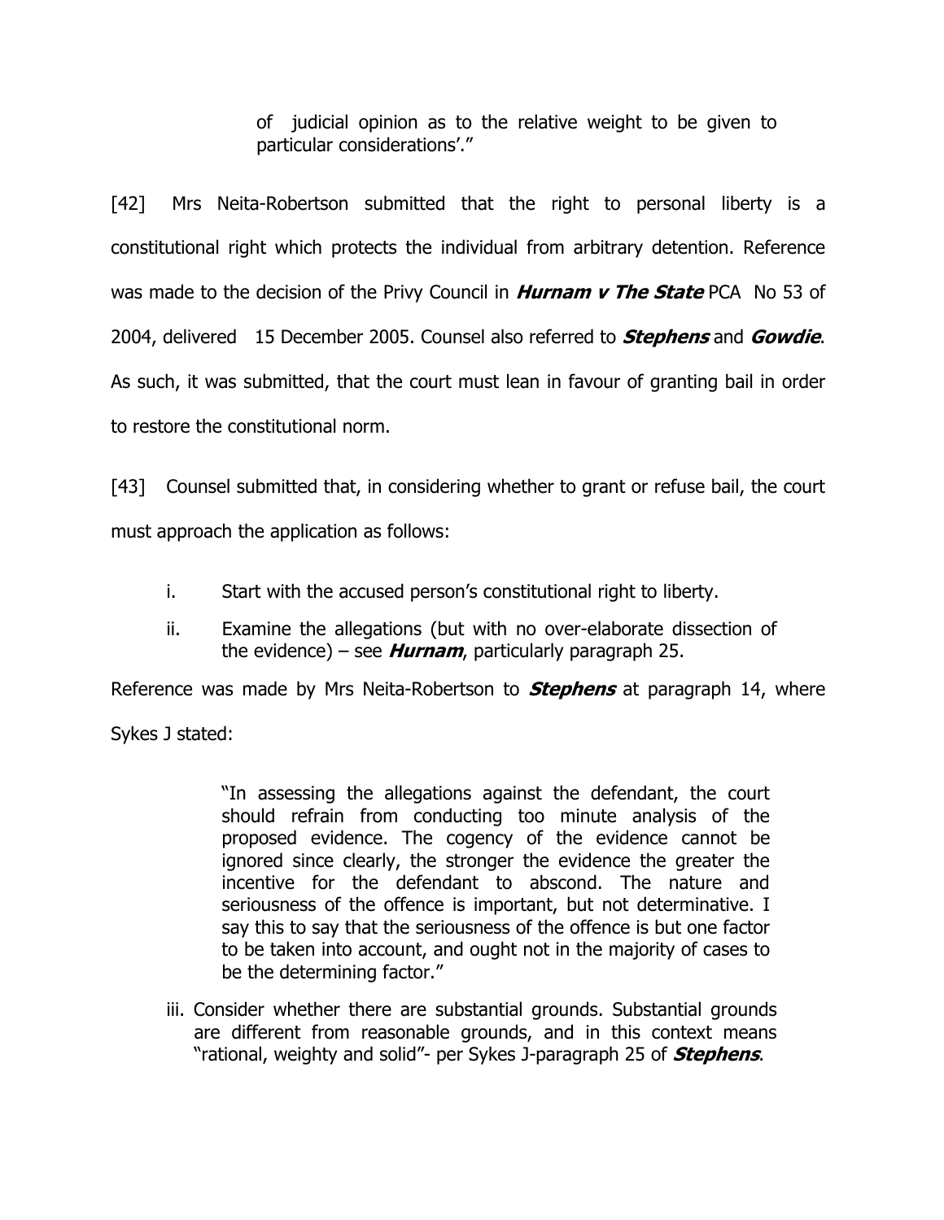> of judicial opinion as to the relative weight to be given to particular considerations'."

[42] Mrs Neita-Robertson submitted that the right to personal liberty is a constitutional right which protects the individual from arbitrary detention. Reference was made to the decision of the Privy Council in ***Hurnam v The State*** PCA No 53 of 2004, delivered 15 December 2005. Counsel also referred to ***Stephens*** and ***Gowdie***. As such, it was submitted, that the court must lean in favour of granting bail in order to restore the constitutional norm.

[43] Counsel submitted that, in considering whether to grant or refuse bail, the court must approach the application as follows:

i. Start with the accused person's constitutional right to liberty.

ii. Examine the allegations (but with no over-elaborate dissection of the evidence) – see ***Hurnam***, particularly paragraph 25.

Reference was made by Mrs Neita-Robertson to ***Stephens*** at paragraph 14, where Sykes J stated:

> "In assessing the allegations against the defendant, the court should refrain from conducting too minute analysis of the proposed evidence. The cogency of the evidence cannot be ignored since clearly, the stronger the evidence the greater the incentive for the defendant to abscond. The nature and seriousness of the offence is important, but not determinative. I say this to say that the seriousness of the offence is but one factor to be taken into account, and ought not in the majority of cases to be the determining factor."

iii. Consider whether there are substantial grounds. Substantial grounds are different from reasonable grounds, and in this context means "rational, weighty and solid"- per Sykes J-paragraph 25 of ***Stephens***.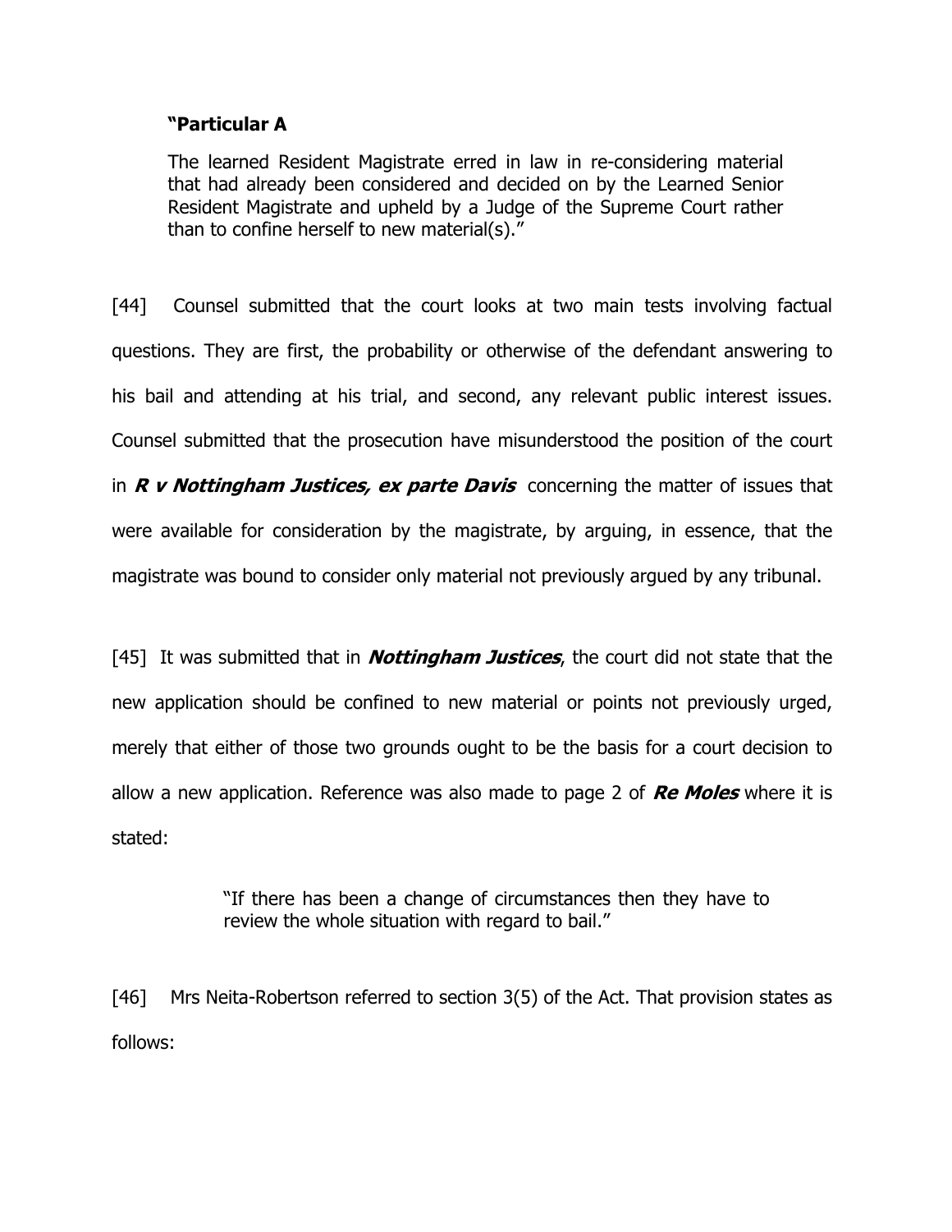> **"Particular A**
>
> The learned Resident Magistrate erred in law in re-considering material that had already been considered and decided on by the Learned Senior Resident Magistrate and upheld by a Judge of the Supreme Court rather than to confine herself to new material(s)."

[44] Counsel submitted that the court looks at two main tests involving factual questions. They are first, the probability or otherwise of the defendant answering to his bail and attending at his trial, and second, any relevant public interest issues. Counsel submitted that the prosecution have misunderstood the position of the court in ***R v Nottingham Justices, ex parte Davis*** concerning the matter of issues that were available for consideration by the magistrate, by arguing, in essence, that the magistrate was bound to consider only material not previously argued by any tribunal.

[45] It was submitted that in ***Nottingham Justices***, the court did not state that the new application should be confined to new material or points not previously urged, merely that either of those two grounds ought to be the basis for a court decision to allow a new application. Reference was also made to page 2 of ***Re Moles*** where it is stated:

> "If there has been a change of circumstances then they have to review the whole situation with regard to bail."

[46] Mrs Neita-Robertson referred to section 3(5) of the Act. That provision states as follows: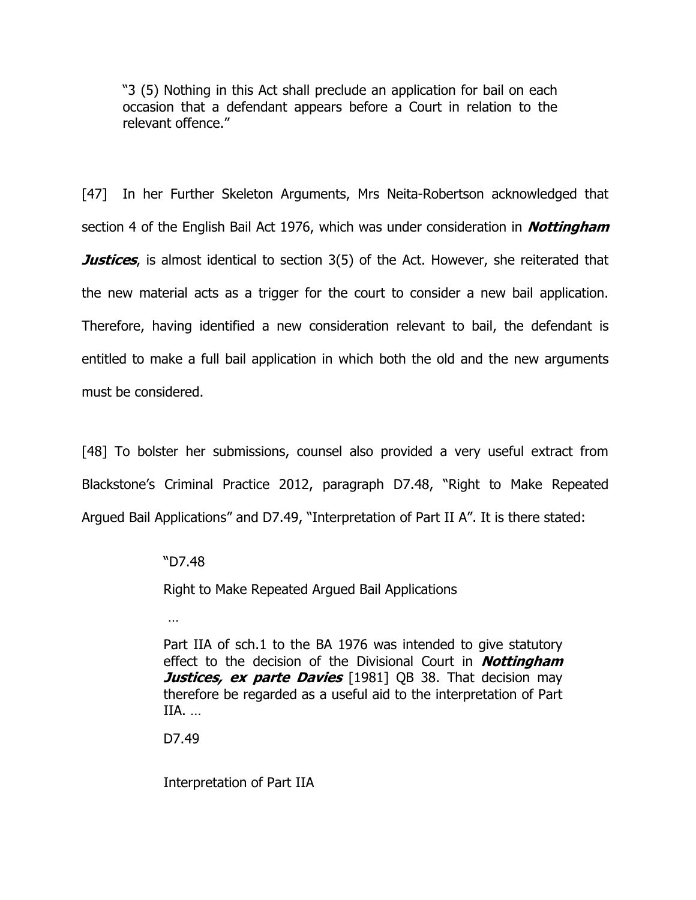> "3 (5) Nothing in this Act shall preclude an application for bail on each occasion that a defendant appears before a Court in relation to the relevant offence."

[47] In her Further Skeleton Arguments, Mrs Neita-Robertson acknowledged that section 4 of the English Bail Act 1976, which was under consideration in ***Nottingham Justices***, is almost identical to section 3(5) of the Act. However, she reiterated that the new material acts as a trigger for the court to consider a new bail application. Therefore, having identified a new consideration relevant to bail, the defendant is entitled to make a full bail application in which both the old and the new arguments must be considered.

[48] To bolster her submissions, counsel also provided a very useful extract from Blackstone's Criminal Practice 2012, paragraph D7.48, "Right to Make Repeated Argued Bail Applications" and D7.49, "Interpretation of Part II A". It is there stated:

> "D7.48
>
> Right to Make Repeated Argued Bail Applications
>
> …
>
> Part IIA of sch.1 to the BA 1976 was intended to give statutory effect to the decision of the Divisional Court in ***Nottingham Justices, ex parte Davies*** [1981] QB 38. That decision may therefore be regarded as a useful aid to the interpretation of Part IIA. …
>
> D7.49
>
> Interpretation of Part IIA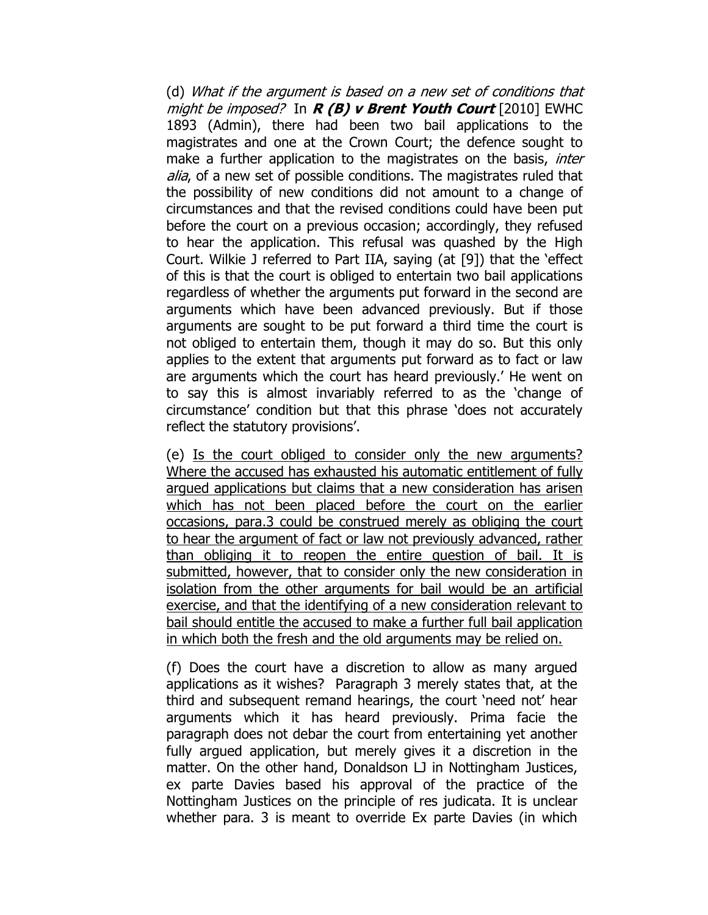(d) *What if the argument is based on a new set of conditions that might be imposed?* In **R (B) v Brent Youth Court** [2010] EWHC 1893 (Admin), there had been two bail applications to the magistrates and one at the Crown Court; the defence sought to make a further application to the magistrates on the basis, *inter alia*, of a new set of possible conditions. The magistrates ruled that the possibility of new conditions did not amount to a change of circumstances and that the revised conditions could have been put before the court on a previous occasion; accordingly, they refused to hear the application. This refusal was quashed by the High Court. Wilkie J referred to Part IIA, saying (at [9]) that the 'effect of this is that the court is obliged to entertain two bail applications regardless of whether the arguments put forward in the second are arguments which have been advanced previously. But if those arguments are sought to be put forward a third time the court is not obliged to entertain them, though it may do so. But this only applies to the extent that arguments put forward as to fact or law are arguments which the court has heard previously.' He went on to say this is almost invariably referred to as the 'change of circumstance' condition but that this phrase 'does not accurately reflect the statutory provisions'.

(e) <u>Is the court obliged to consider only the new arguments? Where the accused has exhausted his automatic entitlement of fully argued applications but claims that a new consideration has arisen which has not been placed before the court on the earlier occasions, para.3 could be construed merely as obliging the court to hear the argument of fact or law not previously advanced, rather than obliging it to reopen the entire question of bail. It is submitted, however, that to consider only the new consideration in isolation from the other arguments for bail would be an artificial exercise, and that the identifying of a new consideration relevant to bail should entitle the accused to make a further full bail application in which both the fresh and the old arguments may be relied on.</u>

(f) Does the court have a discretion to allow as many argued applications as it wishes? Paragraph 3 merely states that, at the third and subsequent remand hearings, the court 'need not' hear arguments which it has heard previously. Prima facie the paragraph does not debar the court from entertaining yet another fully argued application, but merely gives it a discretion in the matter. On the other hand, Donaldson LJ in Nottingham Justices, ex parte Davies based his approval of the practice of the Nottingham Justices on the principle of res judicata. It is unclear whether para. 3 is meant to override Ex parte Davies (in which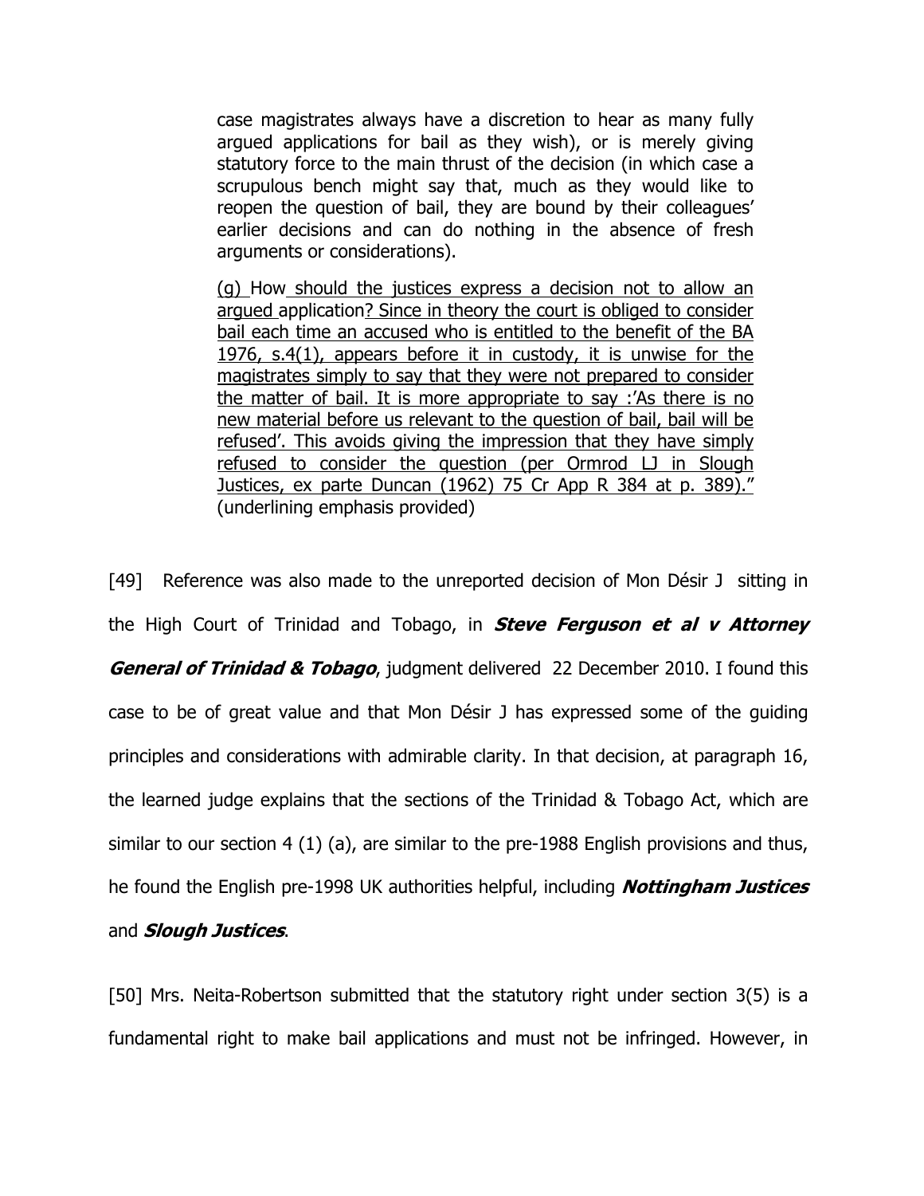> case magistrates always have a discretion to hear as many fully argued applications for bail as they wish), or is merely giving statutory force to the main thrust of the decision (in which case a scrupulous bench might say that, much as they would like to reopen the question of bail, they are bound by their colleagues' earlier decisions and can do nothing in the absence of fresh arguments or considerations).
>
> <u>(g)</u> How <u>should the justices express a decision not to allow an argued</u> application<u>? Since in theory the court is obliged to consider bail each time an accused who is entitled to the benefit of the BA 1976, s.4(1), appears before it in custody, it is unwise for the magistrates simply to say that they were not prepared to consider the matter of bail. It is more appropriate to say :'As there is no new material before us relevant to the question of bail, bail will be refused'. This avoids giving the impression that they have simply refused to consider the question (per Ormrod LJ in Slough Justices, ex parte Duncan (1962) 75 Cr App R 384 at p. 389)."</u> (underlining emphasis provided)

[49] Reference was also made to the unreported decision of Mon Désir J sitting in the High Court of Trinidad and Tobago, in ***Steve Ferguson et al v Attorney General of Trinidad & Tobago***, judgment delivered 22 December 2010. I found this case to be of great value and that Mon Désir J has expressed some of the guiding principles and considerations with admirable clarity. In that decision, at paragraph 16, the learned judge explains that the sections of the Trinidad & Tobago Act, which are similar to our section 4 (1) (a), are similar to the pre-1988 English provisions and thus, he found the English pre-1998 UK authorities helpful, including ***Nottingham Justices*** and ***Slough Justices***.

[50] Mrs. Neita-Robertson submitted that the statutory right under section 3(5) is a fundamental right to make bail applications and must not be infringed. However, in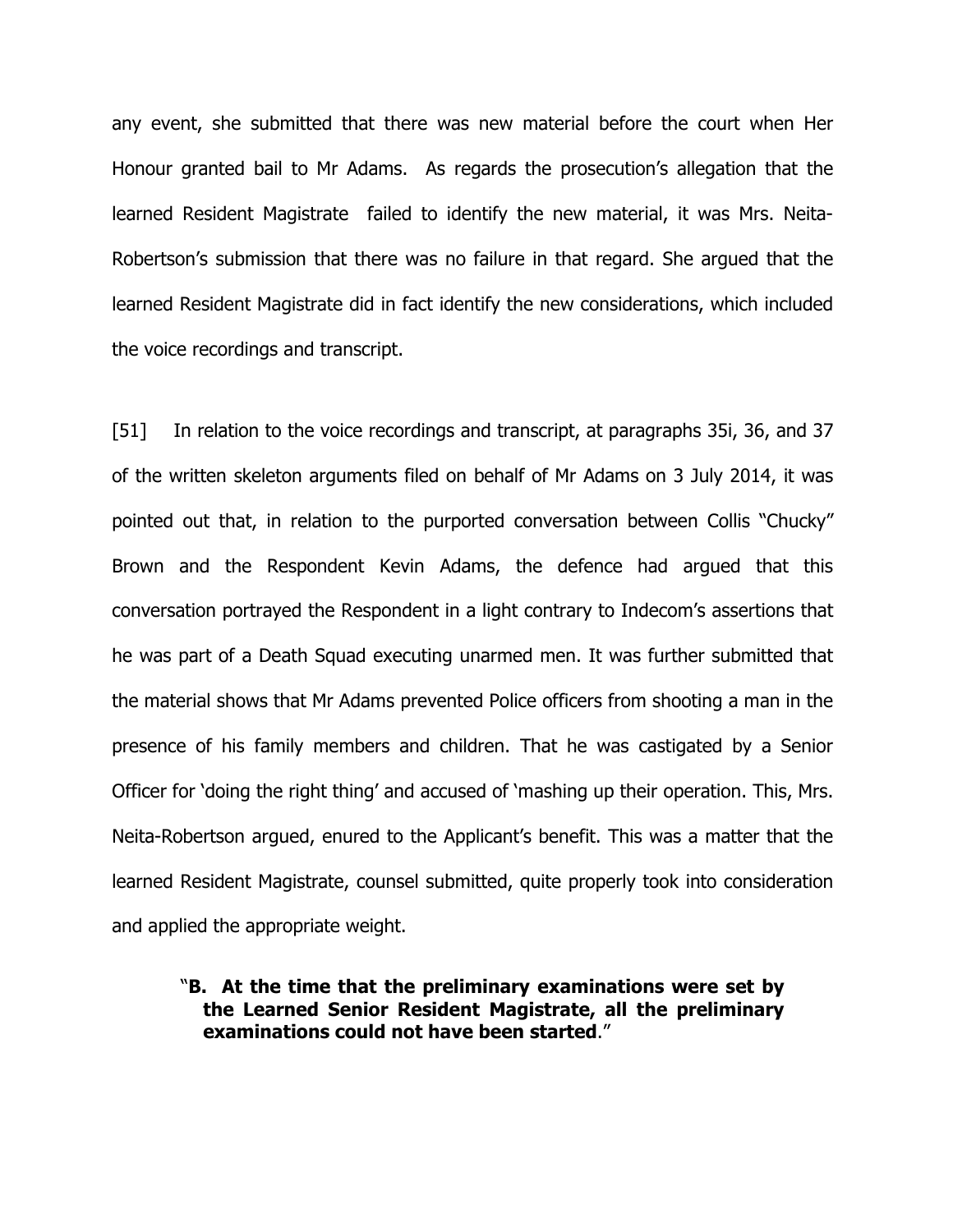any event, she submitted that there was new material before the court when Her Honour granted bail to Mr Adams. As regards the prosecution's allegation that the learned Resident Magistrate failed to identify the new material, it was Mrs. Neita-Robertson's submission that there was no failure in that regard. She argued that the learned Resident Magistrate did in fact identify the new considerations, which included the voice recordings and transcript.

[51] In relation to the voice recordings and transcript, at paragraphs 35i, 36, and 37 of the written skeleton arguments filed on behalf of Mr Adams on 3 July 2014, it was pointed out that, in relation to the purported conversation between Collis "Chucky" Brown and the Respondent Kevin Adams, the defence had argued that this conversation portrayed the Respondent in a light contrary to Indecom's assertions that he was part of a Death Squad executing unarmed men. It was further submitted that the material shows that Mr Adams prevented Police officers from shooting a man in the presence of his family members and children. That he was castigated by a Senior Officer for 'doing the right thing' and accused of 'mashing up their operation. This, Mrs. Neita-Robertson argued, enured to the Applicant's benefit. This was a matter that the learned Resident Magistrate, counsel submitted, quite properly took into consideration and applied the appropriate weight.

> "**B. At the time that the preliminary examinations were set by the Learned Senior Resident Magistrate, all the preliminary examinations could not have been started**."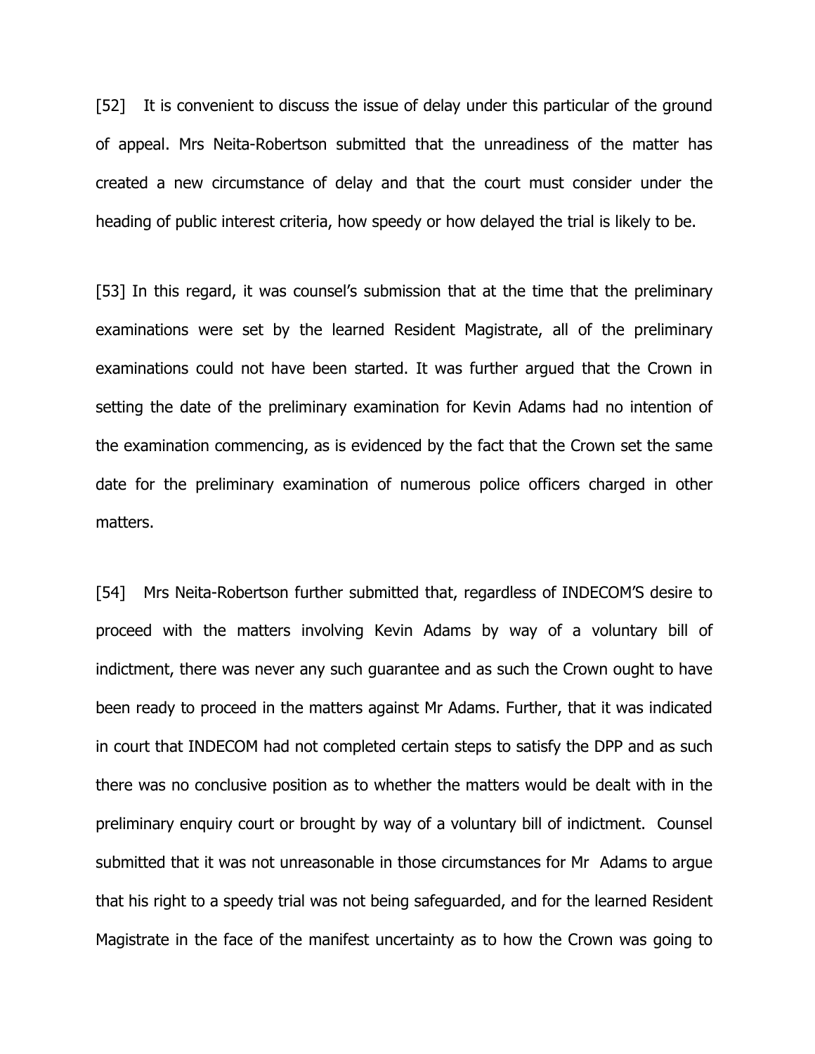[52] It is convenient to discuss the issue of delay under this particular of the ground of appeal. Mrs Neita-Robertson submitted that the unreadiness of the matter has created a new circumstance of delay and that the court must consider under the heading of public interest criteria, how speedy or how delayed the trial is likely to be.

[53] In this regard, it was counsel's submission that at the time that the preliminary examinations were set by the learned Resident Magistrate, all of the preliminary examinations could not have been started. It was further argued that the Crown in setting the date of the preliminary examination for Kevin Adams had no intention of the examination commencing, as is evidenced by the fact that the Crown set the same date for the preliminary examination of numerous police officers charged in other matters.

[54] Mrs Neita-Robertson further submitted that, regardless of INDECOM'S desire to proceed with the matters involving Kevin Adams by way of a voluntary bill of indictment, there was never any such guarantee and as such the Crown ought to have been ready to proceed in the matters against Mr Adams. Further, that it was indicated in court that INDECOM had not completed certain steps to satisfy the DPP and as such there was no conclusive position as to whether the matters would be dealt with in the preliminary enquiry court or brought by way of a voluntary bill of indictment. Counsel submitted that it was not unreasonable in those circumstances for Mr Adams to argue that his right to a speedy trial was not being safeguarded, and for the learned Resident Magistrate in the face of the manifest uncertainty as to how the Crown was going to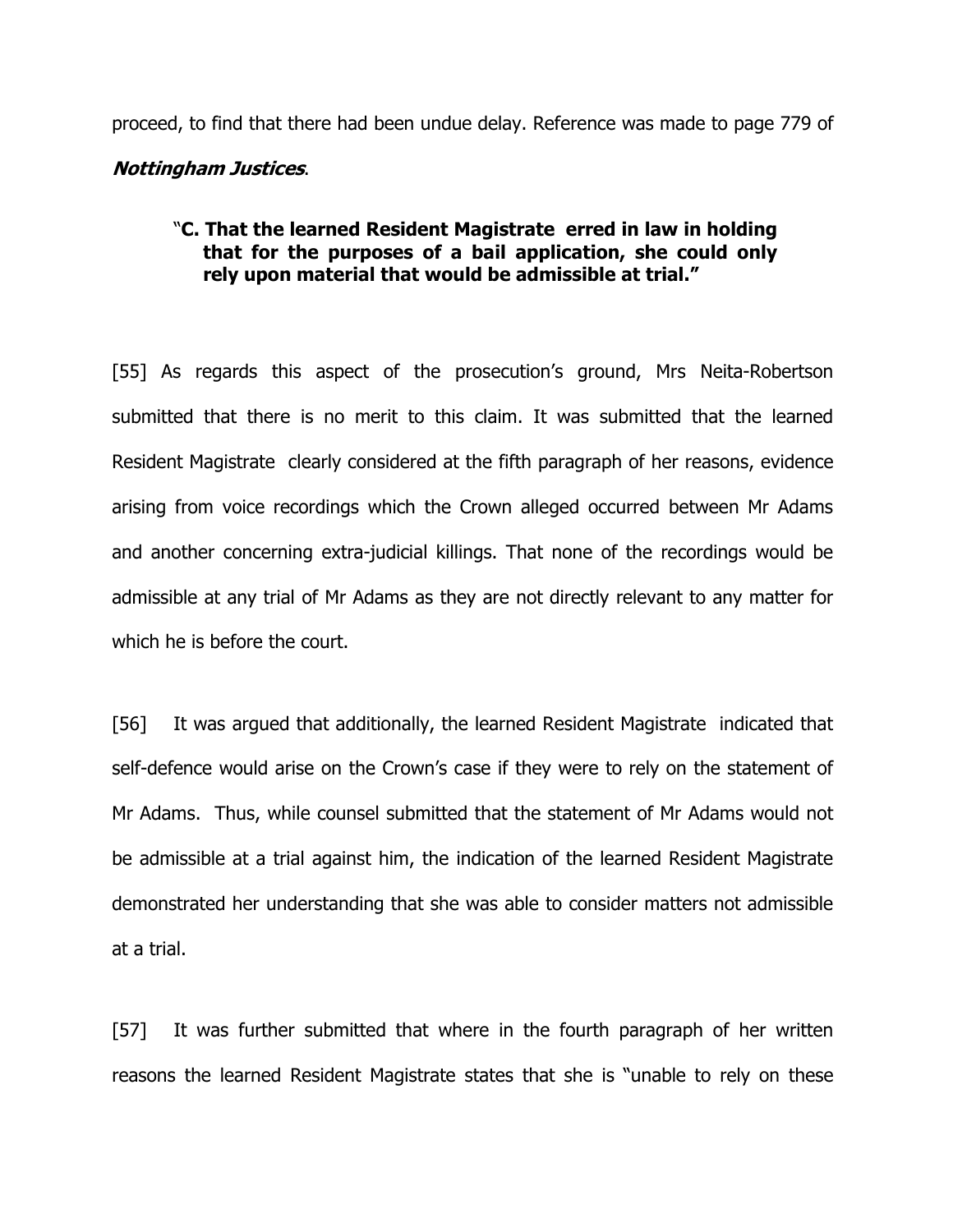proceed, to find that there had been undue delay. Reference was made to page 779 of ***Nottingham Justices***.

> "**C. That the learned Resident Magistrate erred in law in holding that for the purposes of a bail application, she could only rely upon material that would be admissible at trial."**

[55] As regards this aspect of the prosecution's ground, Mrs Neita-Robertson submitted that there is no merit to this claim. It was submitted that the learned Resident Magistrate clearly considered at the fifth paragraph of her reasons, evidence arising from voice recordings which the Crown alleged occurred between Mr Adams and another concerning extra-judicial killings. That none of the recordings would be admissible at any trial of Mr Adams as they are not directly relevant to any matter for which he is before the court.

[56] It was argued that additionally, the learned Resident Magistrate indicated that self-defence would arise on the Crown's case if they were to rely on the statement of Mr Adams. Thus, while counsel submitted that the statement of Mr Adams would not be admissible at a trial against him, the indication of the learned Resident Magistrate demonstrated her understanding that she was able to consider matters not admissible at a trial.

[57] It was further submitted that where in the fourth paragraph of her written reasons the learned Resident Magistrate states that she is "unable to rely on these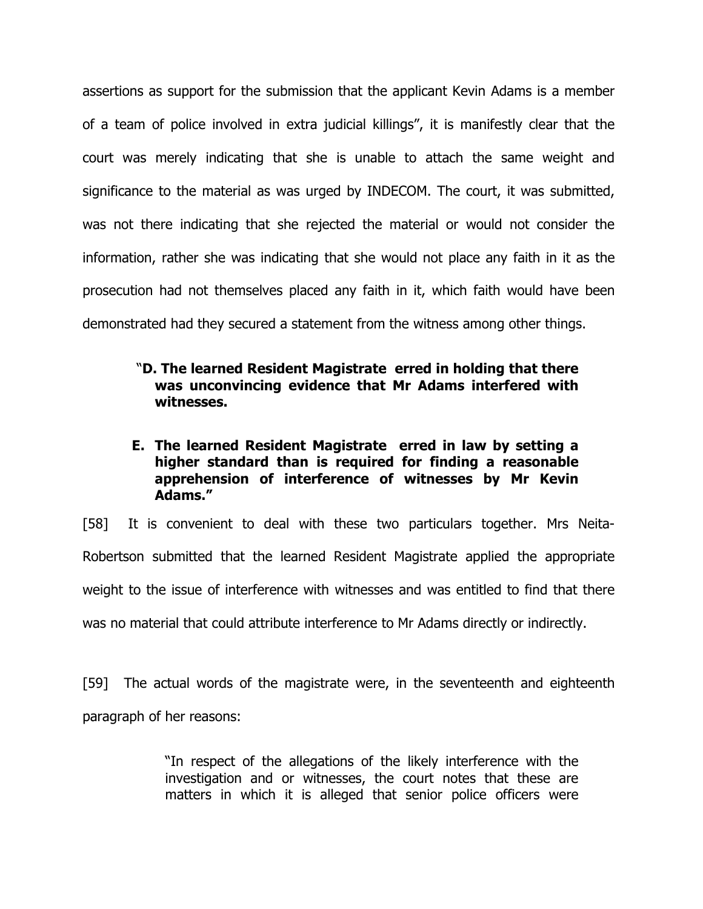assertions as support for the submission that the applicant Kevin Adams is a member of a team of police involved in extra judicial killings", it is manifestly clear that the court was merely indicating that she is unable to attach the same weight and significance to the material as was urged by INDECOM. The court, it was submitted, was not there indicating that she rejected the material or would not consider the information, rather she was indicating that she would not place any faith in it as the prosecution had not themselves placed any faith in it, which faith would have been demonstrated had they secured a statement from the witness among other things.

> "**D. The learned Resident Magistrate erred in holding that there was unconvincing evidence that Mr Adams interfered with witnesses.**
>
> **E. The learned Resident Magistrate erred in law by setting a higher standard than is required for finding a reasonable apprehension of interference of witnesses by Mr Kevin Adams."**

[58] It is convenient to deal with these two particulars together. Mrs Neita-Robertson submitted that the learned Resident Magistrate applied the appropriate weight to the issue of interference with witnesses and was entitled to find that there was no material that could attribute interference to Mr Adams directly or indirectly.

[59] The actual words of the magistrate were, in the seventeenth and eighteenth paragraph of her reasons:

> "In respect of the allegations of the likely interference with the investigation and or witnesses, the court notes that these are matters in which it is alleged that senior police officers were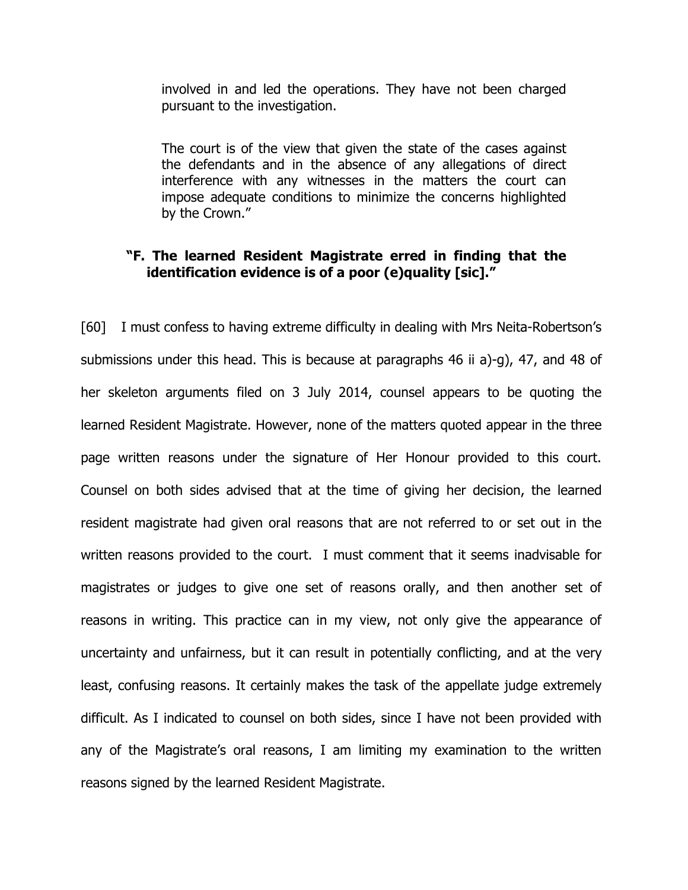> involved in and led the operations. They have not been charged pursuant to the investigation.
>
> The court is of the view that given the state of the cases against the defendants and in the absence of any allegations of direct interference with any witnesses in the matters the court can impose adequate conditions to minimize the concerns highlighted by the Crown."

> **"F. The learned Resident Magistrate erred in finding that the identification evidence is of a poor (e)quality [sic]."**

[60] I must confess to having extreme difficulty in dealing with Mrs Neita-Robertson's submissions under this head. This is because at paragraphs 46 ii a)-g), 47, and 48 of her skeleton arguments filed on 3 July 2014, counsel appears to be quoting the learned Resident Magistrate. However, none of the matters quoted appear in the three page written reasons under the signature of Her Honour provided to this court. Counsel on both sides advised that at the time of giving her decision, the learned resident magistrate had given oral reasons that are not referred to or set out in the written reasons provided to the court. I must comment that it seems inadvisable for magistrates or judges to give one set of reasons orally, and then another set of reasons in writing. This practice can in my view, not only give the appearance of uncertainty and unfairness, but it can result in potentially conflicting, and at the very least, confusing reasons. It certainly makes the task of the appellate judge extremely difficult. As I indicated to counsel on both sides, since I have not been provided with any of the Magistrate's oral reasons, I am limiting my examination to the written reasons signed by the learned Resident Magistrate.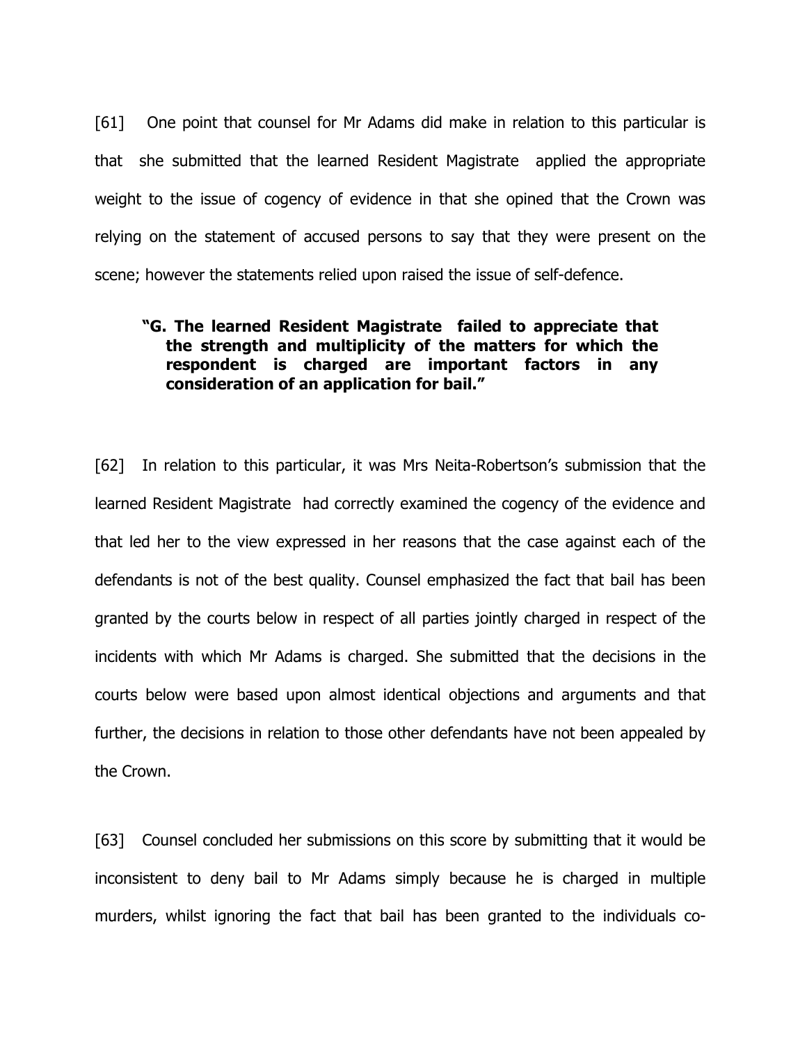[61] One point that counsel for Mr Adams did make in relation to this particular is that she submitted that the learned Resident Magistrate applied the appropriate weight to the issue of cogency of evidence in that she opined that the Crown was relying on the statement of accused persons to say that they were present on the scene; however the statements relied upon raised the issue of self-defence.

> **"G. The learned Resident Magistrate failed to appreciate that the strength and multiplicity of the matters for which the respondent is charged are important factors in any consideration of an application for bail."**

[62] In relation to this particular, it was Mrs Neita-Robertson's submission that the learned Resident Magistrate had correctly examined the cogency of the evidence and that led her to the view expressed in her reasons that the case against each of the defendants is not of the best quality. Counsel emphasized the fact that bail has been granted by the courts below in respect of all parties jointly charged in respect of the incidents with which Mr Adams is charged. She submitted that the decisions in the courts below were based upon almost identical objections and arguments and that further, the decisions in relation to those other defendants have not been appealed by the Crown.

[63] Counsel concluded her submissions on this score by submitting that it would be inconsistent to deny bail to Mr Adams simply because he is charged in multiple murders, whilst ignoring the fact that bail has been granted to the individuals co-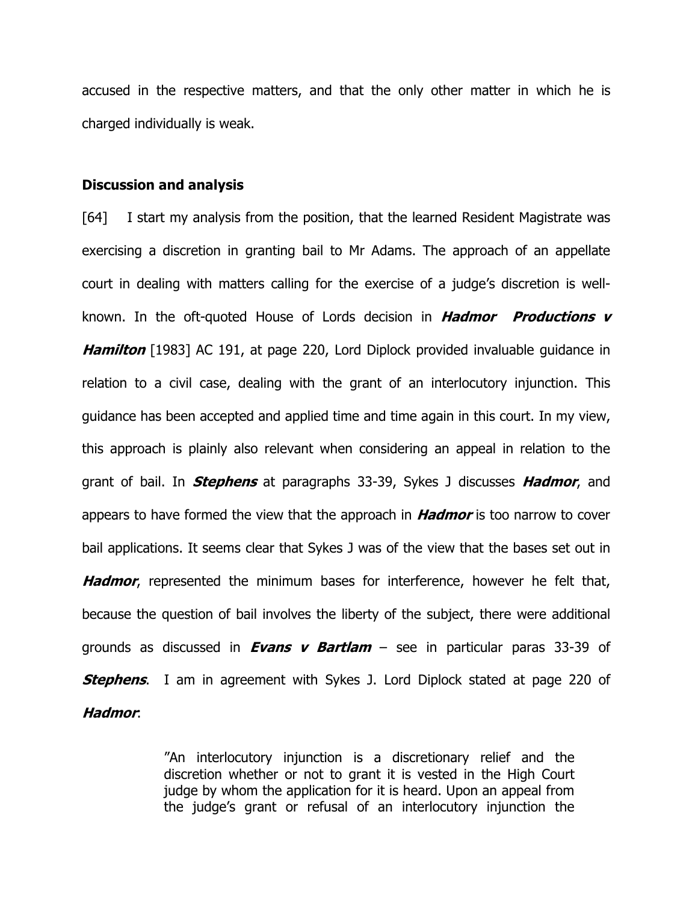accused in the respective matters, and that the only other matter in which he is charged individually is weak.

**Discussion and analysis**

[64] I start my analysis from the position, that the learned Resident Magistrate was exercising a discretion in granting bail to Mr Adams. The approach of an appellate court in dealing with matters calling for the exercise of a judge's discretion is well-known. In the oft-quoted House of Lords decision in ***Hadmor Productions v Hamilton*** [1983] AC 191, at page 220, Lord Diplock provided invaluable guidance in relation to a civil case, dealing with the grant of an interlocutory injunction. This guidance has been accepted and applied time and time again in this court. In my view, this approach is plainly also relevant when considering an appeal in relation to the grant of bail. In ***Stephens*** at paragraphs 33-39, Sykes J discusses ***Hadmor***, and appears to have formed the view that the approach in ***Hadmor*** is too narrow to cover bail applications. It seems clear that Sykes J was of the view that the bases set out in ***Hadmor***, represented the minimum bases for interference, however he felt that, because the question of bail involves the liberty of the subject, there were additional grounds as discussed in ***Evans v Bartlam*** – see in particular paras 33-39 of ***Stephens***. I am in agreement with Sykes J. Lord Diplock stated at page 220 of ***Hadmor***:

> "An interlocutory injunction is a discretionary relief and the discretion whether or not to grant it is vested in the High Court judge by whom the application for it is heard. Upon an appeal from the judge's grant or refusal of an interlocutory injunction the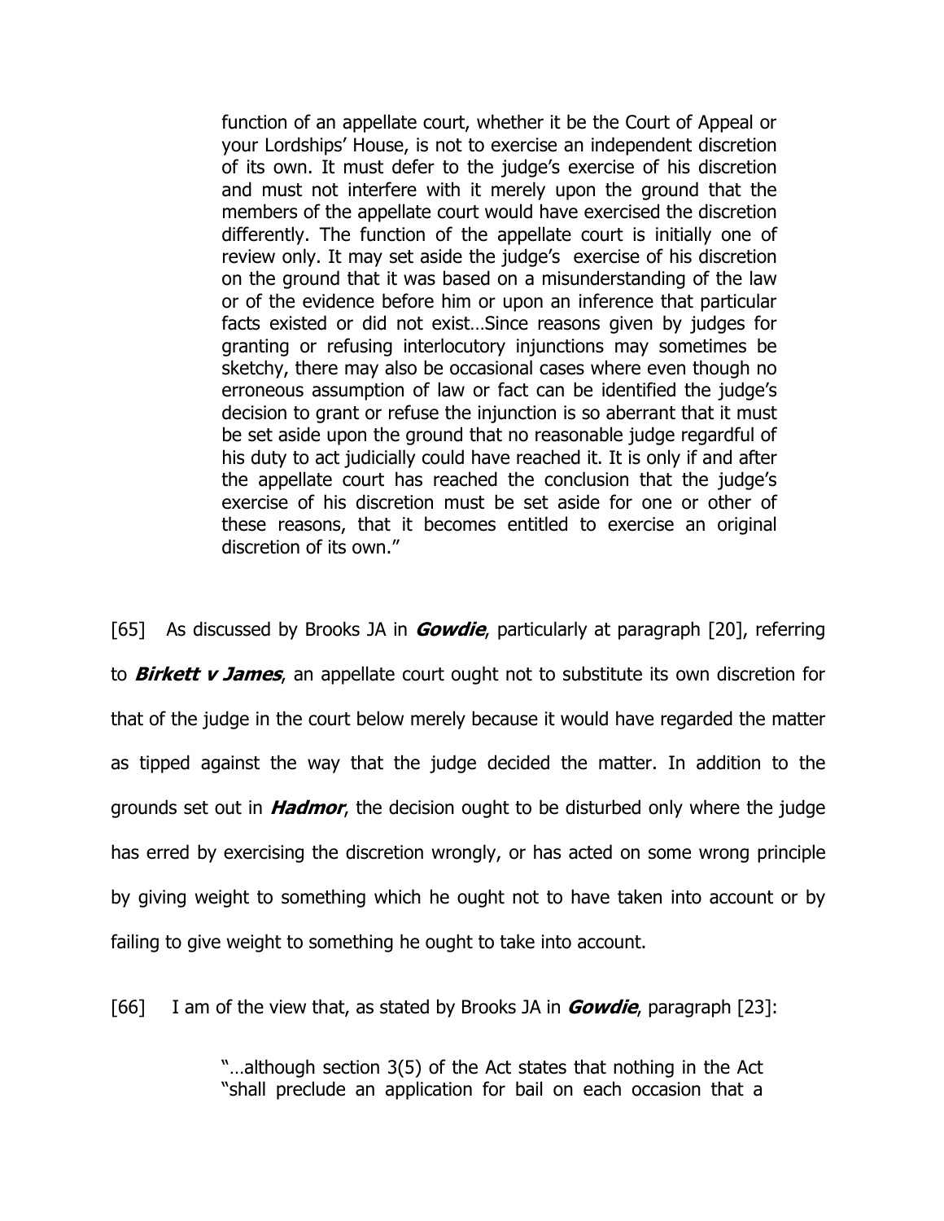> function of an appellate court, whether it be the Court of Appeal or your Lordships' House, is not to exercise an independent discretion of its own. It must defer to the judge's exercise of his discretion and must not interfere with it merely upon the ground that the members of the appellate court would have exercised the discretion differently. The function of the appellate court is initially one of review only. It may set aside the judge's exercise of his discretion on the ground that it was based on a misunderstanding of the law or of the evidence before him or upon an inference that particular facts existed or did not exist…Since reasons given by judges for granting or refusing interlocutory injunctions may sometimes be sketchy, there may also be occasional cases where even though no erroneous assumption of law or fact can be identified the judge's decision to grant or refuse the injunction is so aberrant that it must be set aside upon the ground that no reasonable judge regardful of his duty to act judicially could have reached it. It is only if and after the appellate court has reached the conclusion that the judge's exercise of his discretion must be set aside for one or other of these reasons, that it becomes entitled to exercise an original discretion of its own."

[65] As discussed by Brooks JA in ***Gowdie***, particularly at paragraph [20], referring to ***Birkett v James***, an appellate court ought not to substitute its own discretion for that of the judge in the court below merely because it would have regarded the matter as tipped against the way that the judge decided the matter. In addition to the grounds set out in ***Hadmor***, the decision ought to be disturbed only where the judge has erred by exercising the discretion wrongly, or has acted on some wrong principle by giving weight to something which he ought not to have taken into account or by failing to give weight to something he ought to take into account.

[66] I am of the view that, as stated by Brooks JA in ***Gowdie***, paragraph [23]:

> "…although section 3(5) of the Act states that nothing in the Act "shall preclude an application for bail on each occasion that a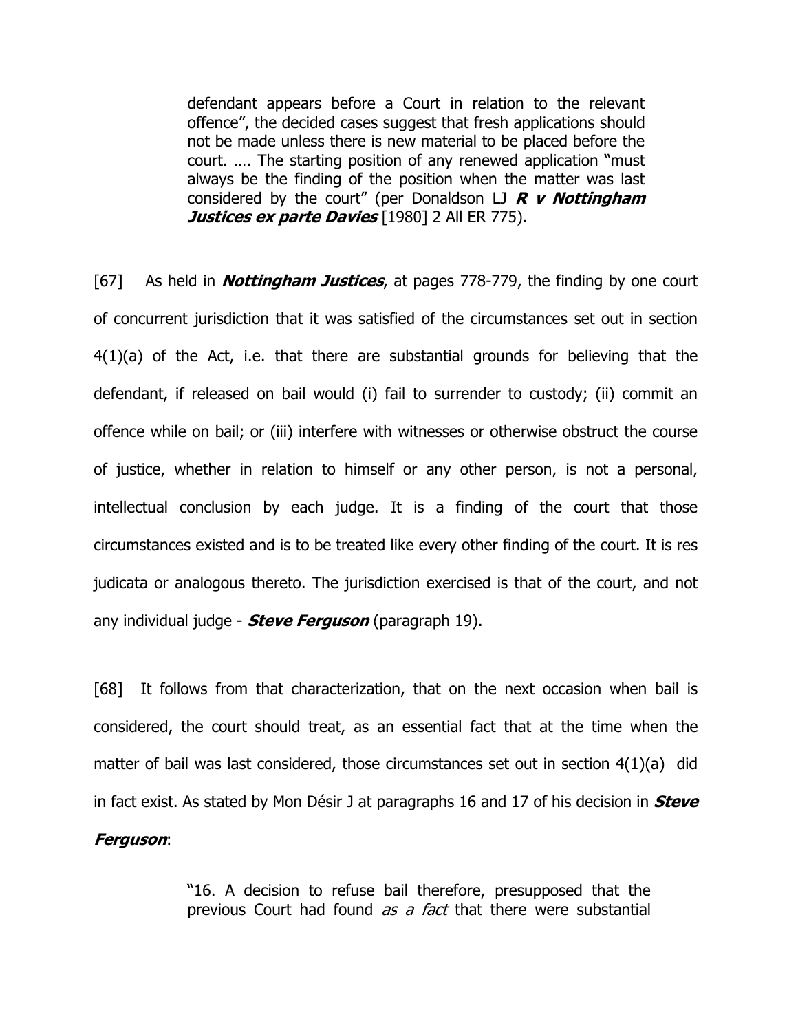> defendant appears before a Court in relation to the relevant offence", the decided cases suggest that fresh applications should not be made unless there is new material to be placed before the court. …. The starting position of any renewed application "must always be the finding of the position when the matter was last considered by the court" (per Donaldson LJ ***R v Nottingham Justices ex parte Davies*** [1980] 2 All ER 775).

[67] As held in ***Nottingham Justices***, at pages 778-779, the finding by one court of concurrent jurisdiction that it was satisfied of the circumstances set out in section 4(1)(a) of the Act, i.e. that there are substantial grounds for believing that the defendant, if released on bail would (i) fail to surrender to custody; (ii) commit an offence while on bail; or (iii) interfere with witnesses or otherwise obstruct the course of justice, whether in relation to himself or any other person, is not a personal, intellectual conclusion by each judge. It is a finding of the court that those circumstances existed and is to be treated like every other finding of the court. It is res judicata or analogous thereto. The jurisdiction exercised is that of the court, and not any individual judge - ***Steve Ferguson*** (paragraph 19).

[68] It follows from that characterization, that on the next occasion when bail is considered, the court should treat, as an essential fact that at the time when the matter of bail was last considered, those circumstances set out in section 4(1)(a) did in fact exist. As stated by Mon Désir J at paragraphs 16 and 17 of his decision in ***Steve Ferguson***:

> "16. A decision to refuse bail therefore, presupposed that the previous Court had found *as a fact* that there were substantial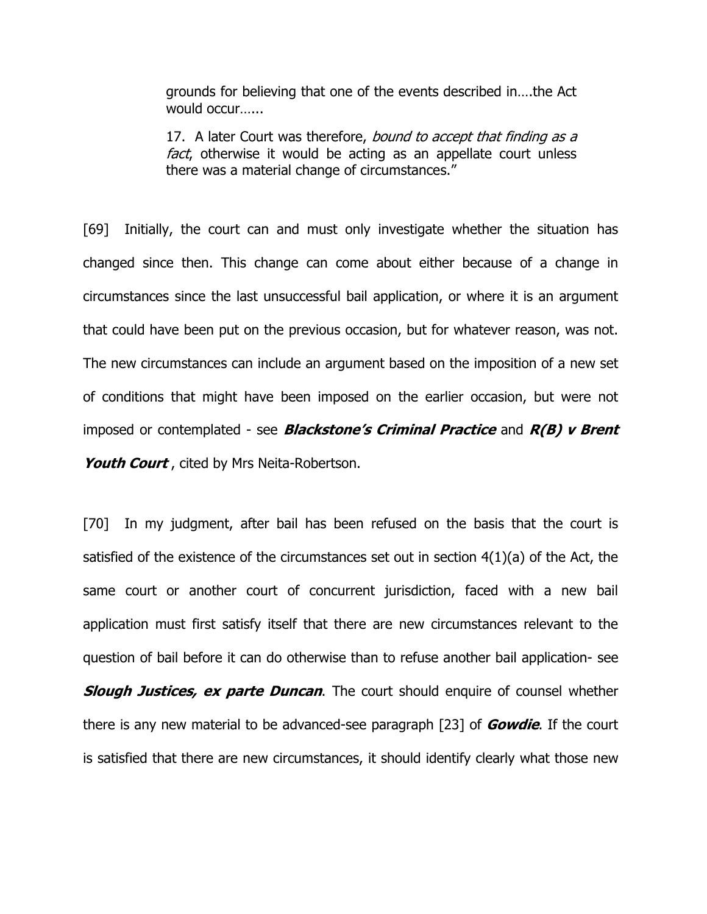> grounds for believing that one of the events described in….the Act would occur…...
>
> 17. A later Court was therefore, *bound to accept that finding as a fact*, otherwise it would be acting as an appellate court unless there was a material change of circumstances."

[69] Initially, the court can and must only investigate whether the situation has changed since then. This change can come about either because of a change in circumstances since the last unsuccessful bail application, or where it is an argument that could have been put on the previous occasion, but for whatever reason, was not. The new circumstances can include an argument based on the imposition of a new set of conditions that might have been imposed on the earlier occasion, but were not imposed or contemplated - see ***Blackstone's Criminal Practice*** and ***R(B) v Brent Youth Court*** , cited by Mrs Neita-Robertson.

[70] In my judgment, after bail has been refused on the basis that the court is satisfied of the existence of the circumstances set out in section 4(1)(a) of the Act, the same court or another court of concurrent jurisdiction, faced with a new bail application must first satisfy itself that there are new circumstances relevant to the question of bail before it can do otherwise than to refuse another bail application- see ***Slough Justices, ex parte Duncan***. The court should enquire of counsel whether there is any new material to be advanced-see paragraph [23] of ***Gowdie***. If the court is satisfied that there are new circumstances, it should identify clearly what those new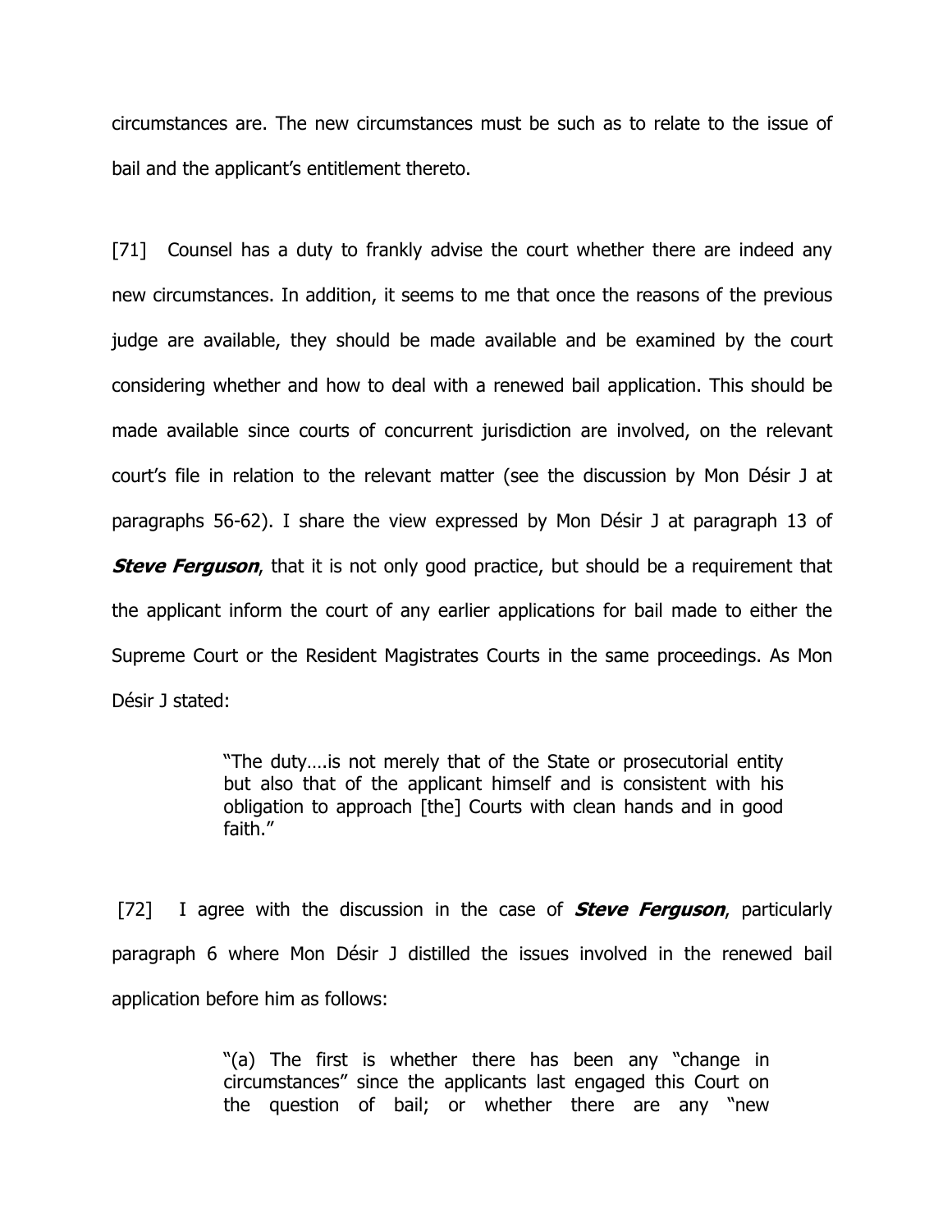circumstances are. The new circumstances must be such as to relate to the issue of bail and the applicant's entitlement thereto.

[71] Counsel has a duty to frankly advise the court whether there are indeed any new circumstances. In addition, it seems to me that once the reasons of the previous judge are available, they should be made available and be examined by the court considering whether and how to deal with a renewed bail application. This should be made available since courts of concurrent jurisdiction are involved, on the relevant court's file in relation to the relevant matter (see the discussion by Mon Désir J at paragraphs 56-62). I share the view expressed by Mon Désir J at paragraph 13 of ***Steve Ferguson***, that it is not only good practice, but should be a requirement that the applicant inform the court of any earlier applications for bail made to either the Supreme Court or the Resident Magistrates Courts in the same proceedings. As Mon Désir J stated:

> "The duty….is not merely that of the State or prosecutorial entity but also that of the applicant himself and is consistent with his obligation to approach [the] Courts with clean hands and in good faith."

[72] I agree with the discussion in the case of ***Steve Ferguson***, particularly paragraph 6 where Mon Désir J distilled the issues involved in the renewed bail application before him as follows:

> "(a) The first is whether there has been any "change in circumstances" since the applicants last engaged this Court on the question of bail; or whether there are any "new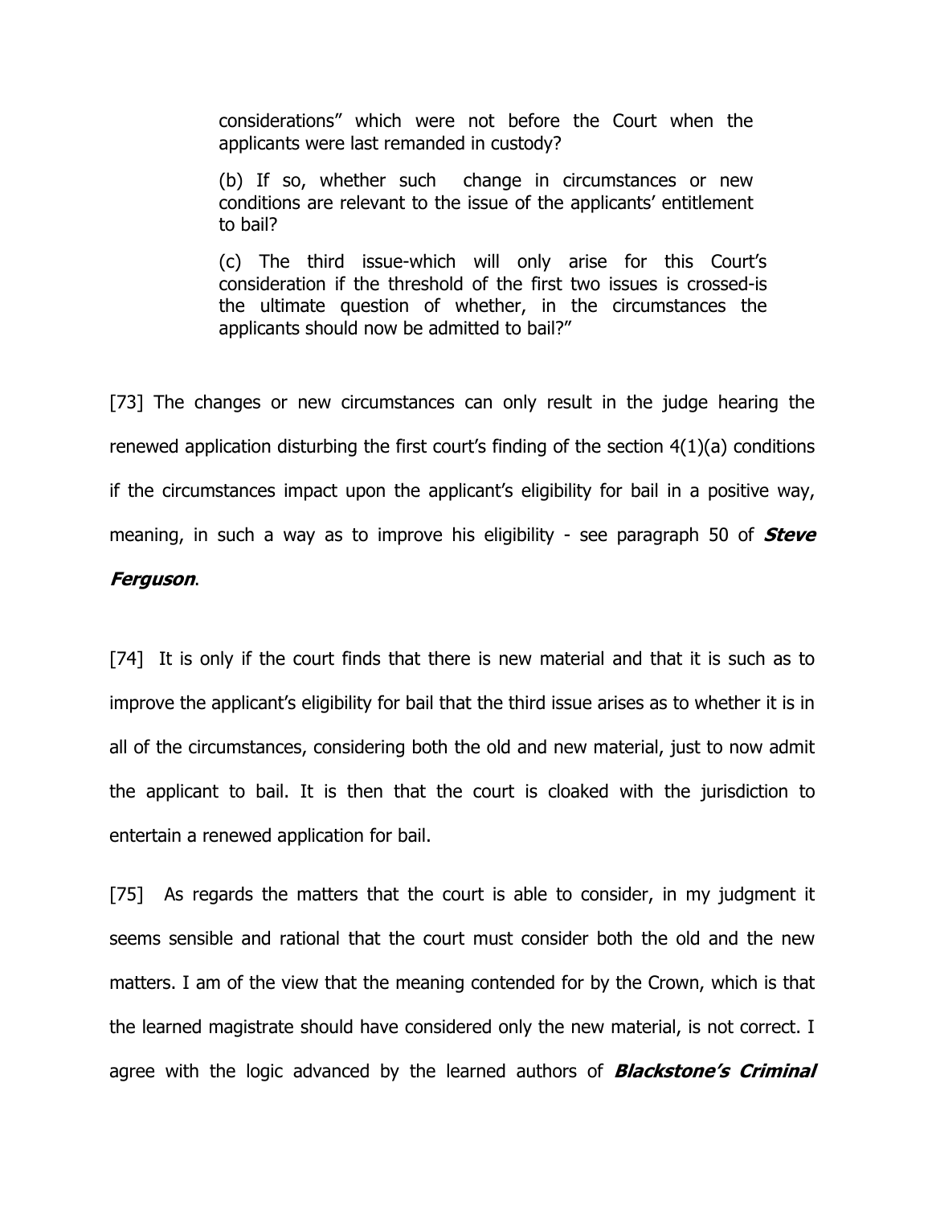> considerations" which were not before the Court when the applicants were last remanded in custody?
>
> (b) If so, whether such change in circumstances or new conditions are relevant to the issue of the applicants' entitlement to bail?
>
> (c) The third issue-which will only arise for this Court's consideration if the threshold of the first two issues is crossed-is the ultimate question of whether, in the circumstances the applicants should now be admitted to bail?"

[73] The changes or new circumstances can only result in the judge hearing the renewed application disturbing the first court's finding of the section 4(1)(a) conditions if the circumstances impact upon the applicant's eligibility for bail in a positive way, meaning, in such a way as to improve his eligibility - see paragraph 50 of ***Steve Ferguson***.

[74] It is only if the court finds that there is new material and that it is such as to improve the applicant's eligibility for bail that the third issue arises as to whether it is in all of the circumstances, considering both the old and new material, just to now admit the applicant to bail. It is then that the court is cloaked with the jurisdiction to entertain a renewed application for bail.

[75] As regards the matters that the court is able to consider, in my judgment it seems sensible and rational that the court must consider both the old and the new matters. I am of the view that the meaning contended for by the Crown, which is that the learned magistrate should have considered only the new material, is not correct. I agree with the logic advanced by the learned authors of ***Blackstone's Criminal***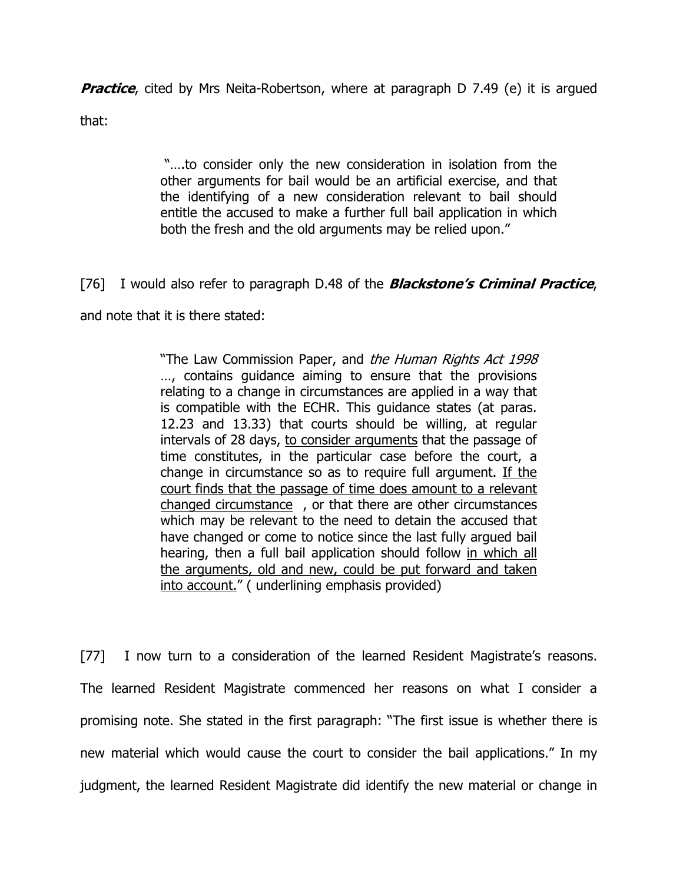***Practice***, cited by Mrs Neita-Robertson, where at paragraph D 7.49 (e) it is argued that:

> "….to consider only the new consideration in isolation from the other arguments for bail would be an artificial exercise, and that the identifying of a new consideration relevant to bail should entitle the accused to make a further full bail application in which both the fresh and the old arguments may be relied upon."

[76] I would also refer to paragraph D.48 of the ***Blackstone's Criminal Practice***, and note that it is there stated:

> "The Law Commission Paper, and *the Human Rights Act 1998* …, contains guidance aiming to ensure that the provisions relating to a change in circumstances are applied in a way that is compatible with the ECHR. This guidance states (at paras. 12.23 and 13.33) that courts should be willing, at regular intervals of 28 days, <u>to consider arguments</u> that the passage of time constitutes, in the particular case before the court, a change in circumstance so as to require full argument. <u>If the court finds that the passage of time does amount to a relevant changed circumstance</u> , or that there are other circumstances which may be relevant to the need to detain the accused that have changed or come to notice since the last fully argued bail hearing, then a full bail application should follow <u>in which all the arguments, old and new, could be put forward and taken into account.</u>" ( underlining emphasis provided)

[77] I now turn to a consideration of the learned Resident Magistrate's reasons. The learned Resident Magistrate commenced her reasons on what I consider a promising note. She stated in the first paragraph: "The first issue is whether there is new material which would cause the court to consider the bail applications." In my judgment, the learned Resident Magistrate did identify the new material or change in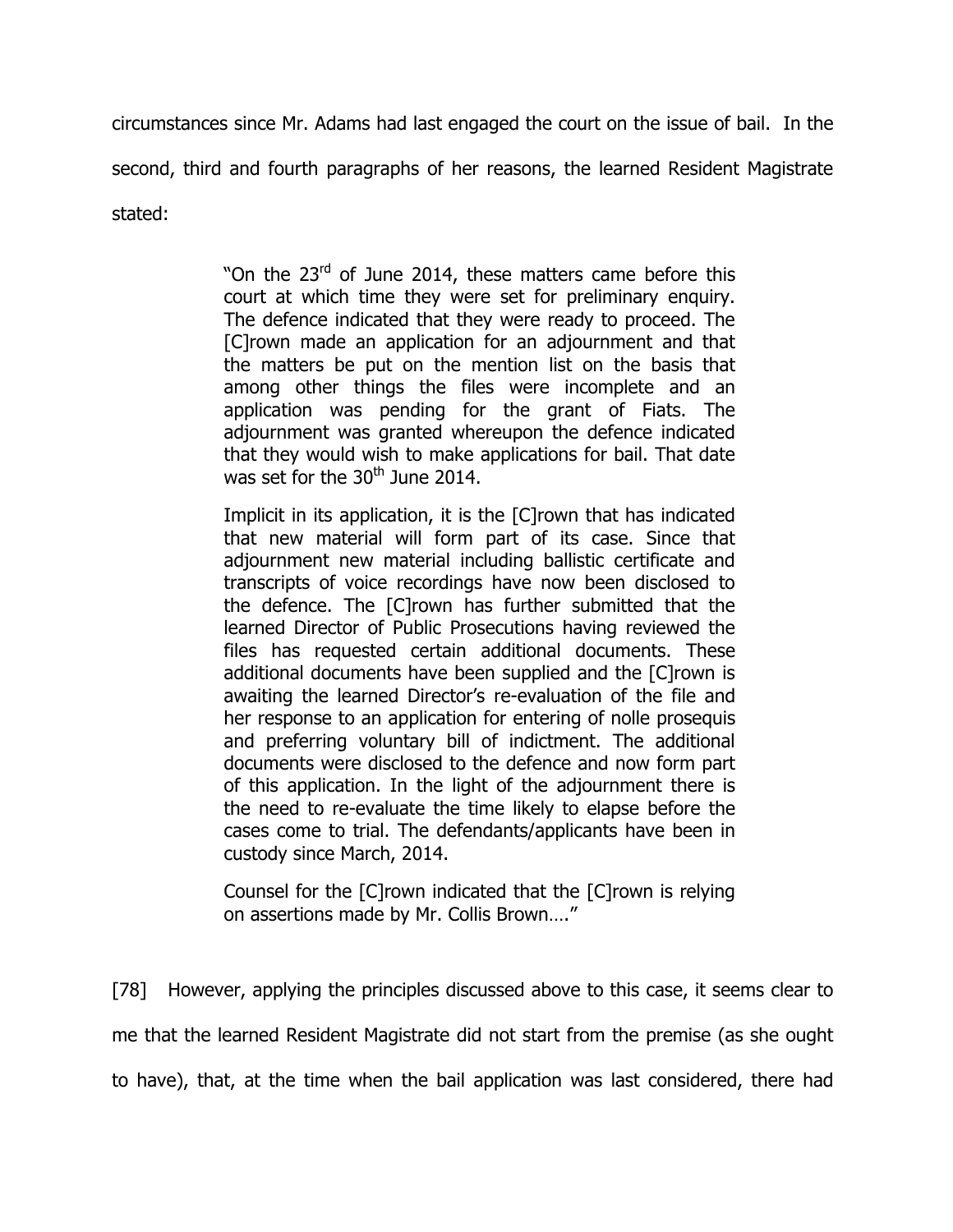circumstances since Mr. Adams had last engaged the court on the issue of bail. In the second, third and fourth paragraphs of her reasons, the learned Resident Magistrate stated:

> "On the 23rd of June 2014, these matters came before this court at which time they were set for preliminary enquiry. The defence indicated that they were ready to proceed. The [C]rown made an application for an adjournment and that the matters be put on the mention list on the basis that among other things the files were incomplete and an application was pending for the grant of Fiats. The adjournment was granted whereupon the defence indicated that they would wish to make applications for bail. That date was set for the 30th June 2014.
>
> Implicit in its application, it is the [C]rown that has indicated that new material will form part of its case. Since that adjournment new material including ballistic certificate and transcripts of voice recordings have now been disclosed to the defence. The [C]rown has further submitted that the learned Director of Public Prosecutions having reviewed the files has requested certain additional documents. These additional documents have been supplied and the [C]rown is awaiting the learned Director's re-evaluation of the file and her response to an application for entering of nolle prosequis and preferring voluntary bill of indictment. The additional documents were disclosed to the defence and now form part of this application. In the light of the adjournment there is the need to re-evaluate the time likely to elapse before the cases come to trial. The defendants/applicants have been in custody since March, 2014.
>
> Counsel for the [C]rown indicated that the [C]rown is relying on assertions made by Mr. Collis Brown…."

[78] However, applying the principles discussed above to this case, it seems clear to me that the learned Resident Magistrate did not start from the premise (as she ought to have), that, at the time when the bail application was last considered, there had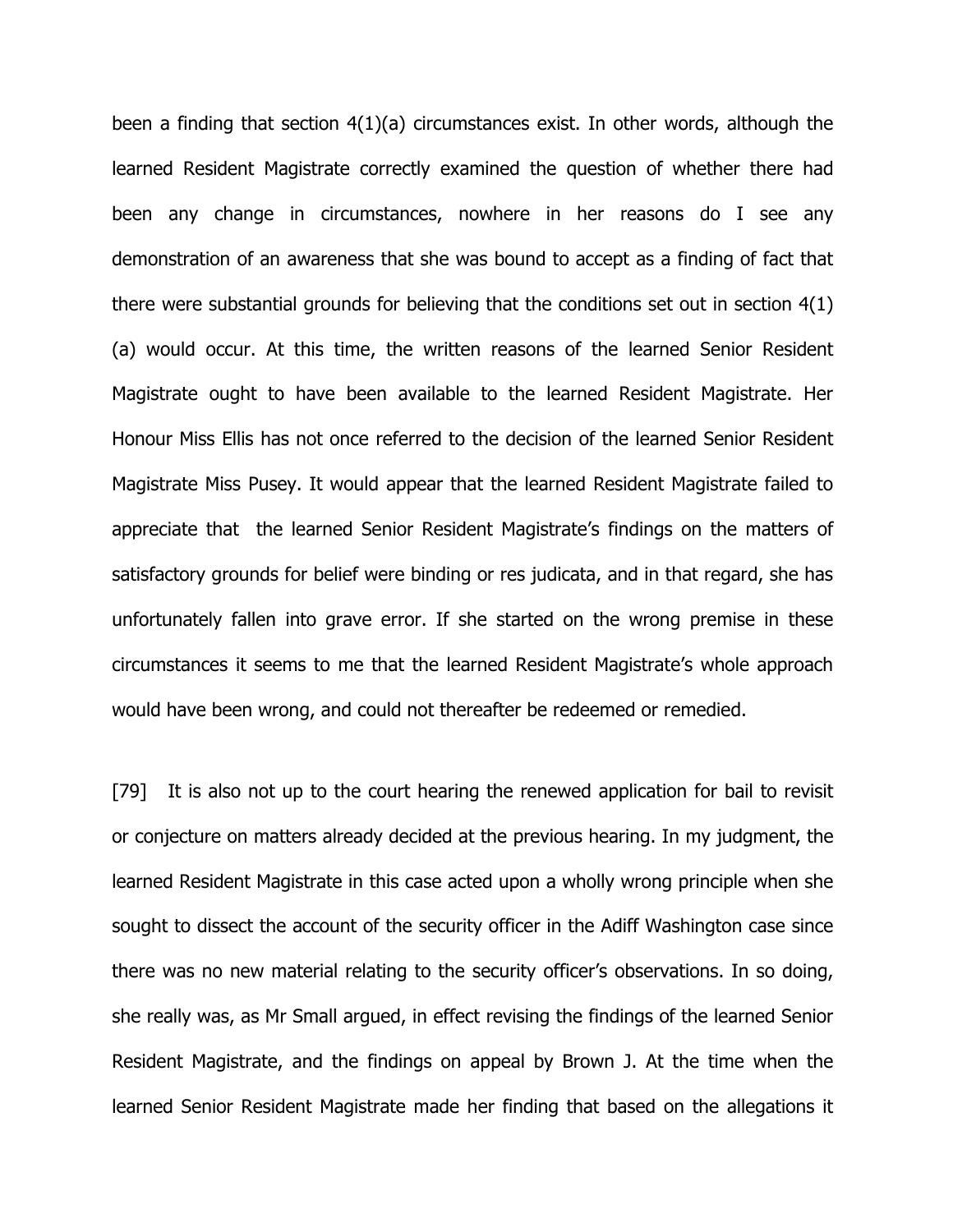been a finding that section 4(1)(a) circumstances exist. In other words, although the learned Resident Magistrate correctly examined the question of whether there had been any change in circumstances, nowhere in her reasons do I see any demonstration of an awareness that she was bound to accept as a finding of fact that there were substantial grounds for believing that the conditions set out in section 4(1)(a) would occur. At this time, the written reasons of the learned Senior Resident Magistrate ought to have been available to the learned Resident Magistrate. Her Honour Miss Ellis has not once referred to the decision of the learned Senior Resident Magistrate Miss Pusey. It would appear that the learned Resident Magistrate failed to appreciate that the learned Senior Resident Magistrate's findings on the matters of satisfactory grounds for belief were binding or res judicata, and in that regard, she has unfortunately fallen into grave error. If she started on the wrong premise in these circumstances it seems to me that the learned Resident Magistrate's whole approach would have been wrong, and could not thereafter be redeemed or remedied.

[79] It is also not up to the court hearing the renewed application for bail to revisit or conjecture on matters already decided at the previous hearing. In my judgment, the learned Resident Magistrate in this case acted upon a wholly wrong principle when she sought to dissect the account of the security officer in the Adiff Washington case since there was no new material relating to the security officer's observations. In so doing, she really was, as Mr Small argued, in effect revising the findings of the learned Senior Resident Magistrate, and the findings on appeal by Brown J. At the time when the learned Senior Resident Magistrate made her finding that based on the allegations it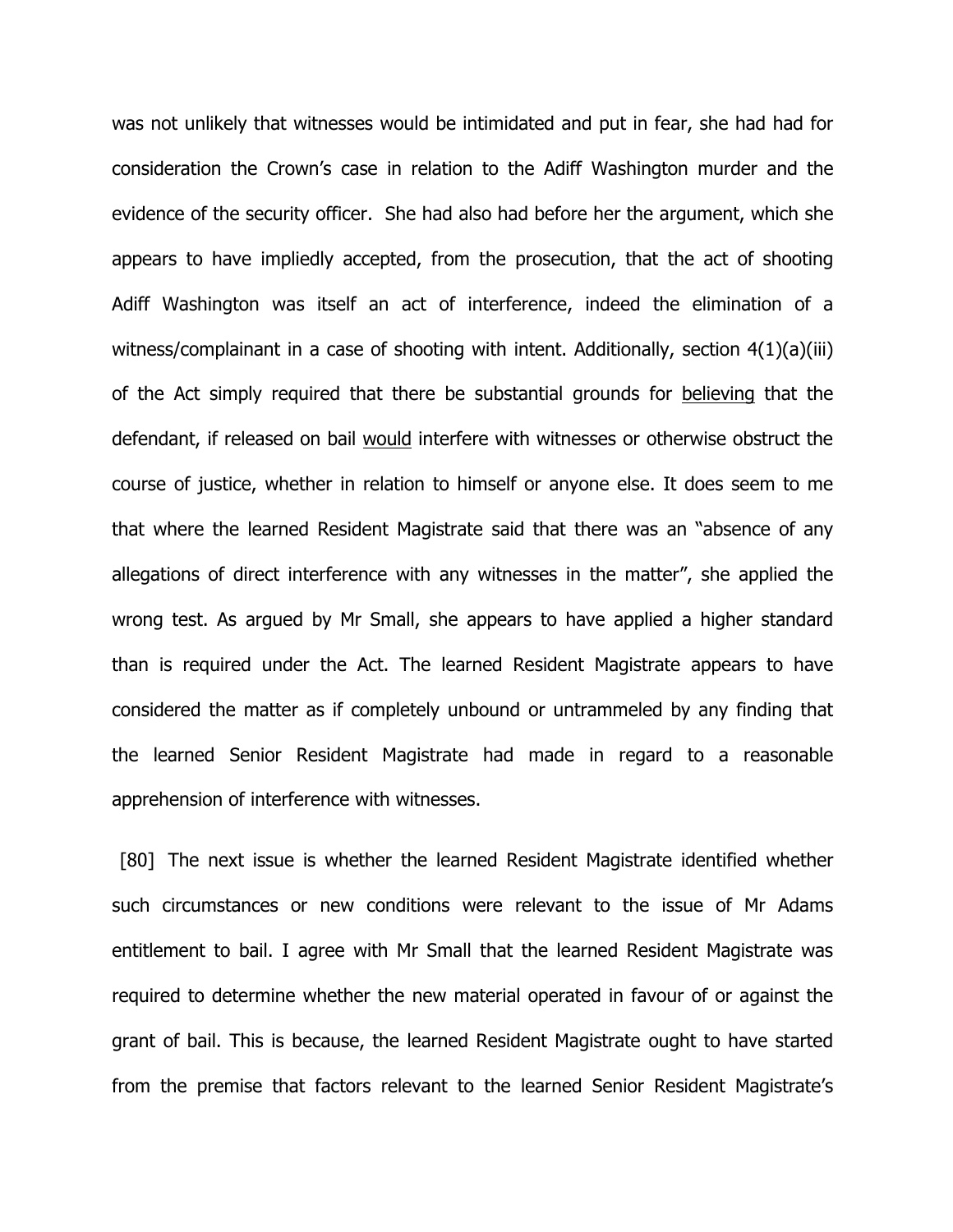was not unlikely that witnesses would be intimidated and put in fear, she had had for consideration the Crown's case in relation to the Adiff Washington murder and the evidence of the security officer. She had also had before her the argument, which she appears to have impliedly accepted, from the prosecution, that the act of shooting Adiff Washington was itself an act of interference, indeed the elimination of a witness/complainant in a case of shooting with intent. Additionally, section 4(1)(a)(iii) of the Act simply required that there be substantial grounds for <u>believing</u> that the defendant, if released on bail <u>would</u> interfere with witnesses or otherwise obstruct the course of justice, whether in relation to himself or anyone else. It does seem to me that where the learned Resident Magistrate said that there was an "absence of any allegations of direct interference with any witnesses in the matter", she applied the wrong test. As argued by Mr Small, she appears to have applied a higher standard than is required under the Act. The learned Resident Magistrate appears to have considered the matter as if completely unbound or untrammeled by any finding that the learned Senior Resident Magistrate had made in regard to a reasonable apprehension of interference with witnesses.

[80] The next issue is whether the learned Resident Magistrate identified whether such circumstances or new conditions were relevant to the issue of Mr Adams entitlement to bail. I agree with Mr Small that the learned Resident Magistrate was required to determine whether the new material operated in favour of or against the grant of bail. This is because, the learned Resident Magistrate ought to have started from the premise that factors relevant to the learned Senior Resident Magistrate's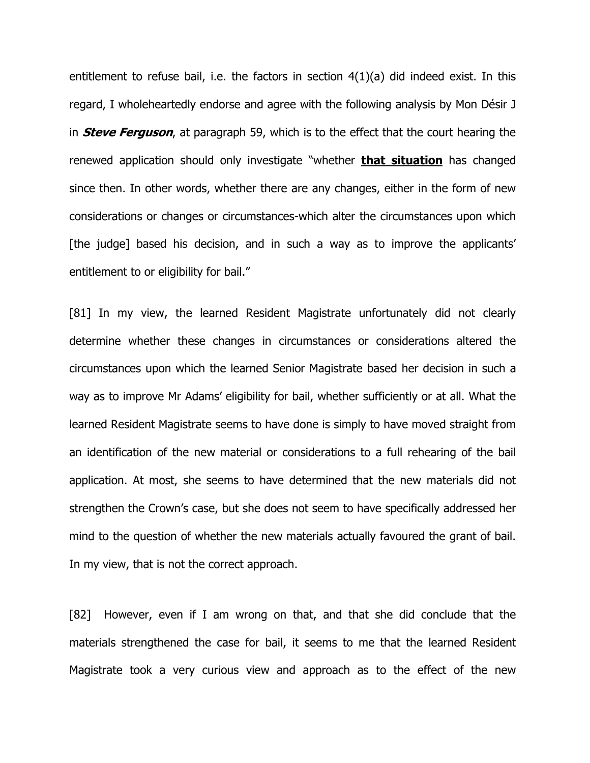entitlement to refuse bail, i.e. the factors in section 4(1)(a) did indeed exist. In this regard, I wholeheartedly endorse and agree with the following analysis by Mon Désir J in ***Steve Ferguson***, at paragraph 59, which is to the effect that the court hearing the renewed application should only investigate "whether **<u>that situation</u>** has changed since then. In other words, whether there are any changes, either in the form of new considerations or changes or circumstances-which alter the circumstances upon which [the judge] based his decision, and in such a way as to improve the applicants' entitlement to or eligibility for bail."

[81] In my view, the learned Resident Magistrate unfortunately did not clearly determine whether these changes in circumstances or considerations altered the circumstances upon which the learned Senior Magistrate based her decision in such a way as to improve Mr Adams' eligibility for bail, whether sufficiently or at all. What the learned Resident Magistrate seems to have done is simply to have moved straight from an identification of the new material or considerations to a full rehearing of the bail application. At most, she seems to have determined that the new materials did not strengthen the Crown's case, but she does not seem to have specifically addressed her mind to the question of whether the new materials actually favoured the grant of bail. In my view, that is not the correct approach.

[82] However, even if I am wrong on that, and that she did conclude that the materials strengthened the case for bail, it seems to me that the learned Resident Magistrate took a very curious view and approach as to the effect of the new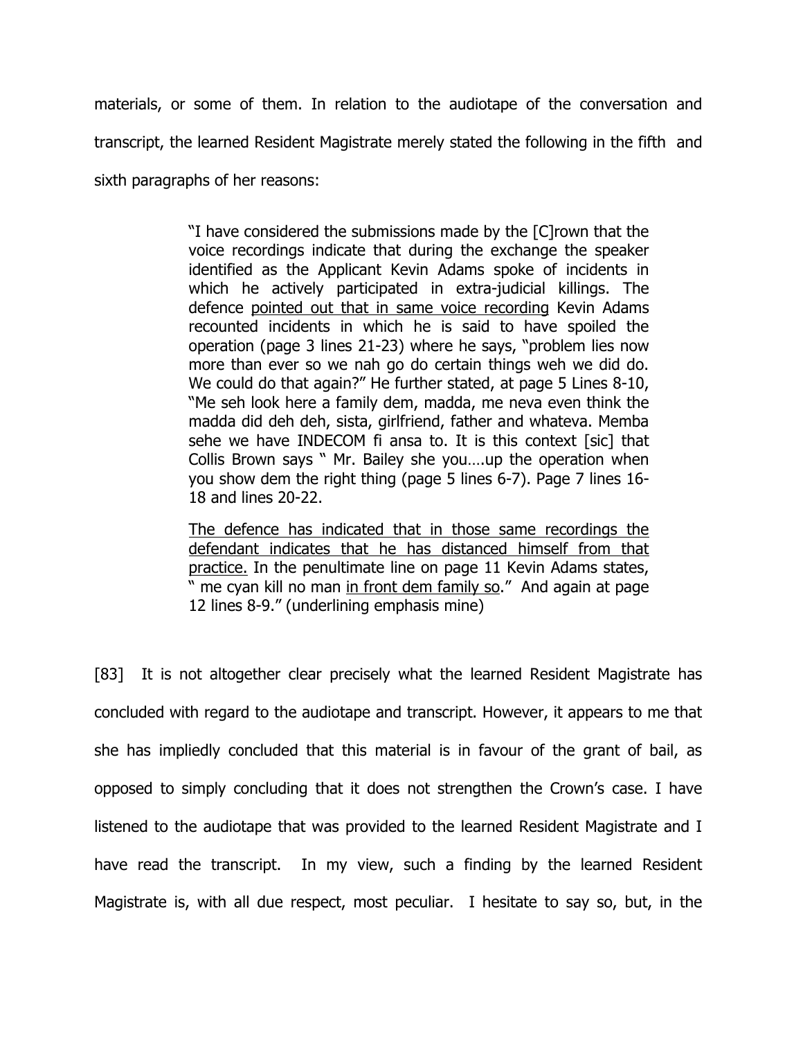materials, or some of them. In relation to the audiotape of the conversation and transcript, the learned Resident Magistrate merely stated the following in the fifth and sixth paragraphs of her reasons:

> "I have considered the submissions made by the [C]rown that the voice recordings indicate that during the exchange the speaker identified as the Applicant Kevin Adams spoke of incidents in which he actively participated in extra-judicial killings. The defence <u>pointed out that in same voice recording</u> Kevin Adams recounted incidents in which he is said to have spoiled the operation (page 3 lines 21-23) where he says, "problem lies now more than ever so we nah go do certain things weh we did do. We could do that again?" He further stated, at page 5 Lines 8-10, "Me seh look here a family dem, madda, me neva even think the madda did deh deh, sista, girlfriend, father and whateva. Memba sehe we have INDECOM fi ansa to. It is this context [sic] that Collis Brown says " Mr. Bailey she you….up the operation when you show dem the right thing (page 5 lines 6-7). Page 7 lines 16-18 and lines 20-22.
>
> <u>The defence has indicated that in those same recordings the defendant indicates that he has distanced himself from that practice.</u> In the penultimate line on page 11 Kevin Adams states, " me cyan kill no man <u>in front dem family so</u>." And again at page 12 lines 8-9." (underlining emphasis mine)

[83] It is not altogether clear precisely what the learned Resident Magistrate has concluded with regard to the audiotape and transcript. However, it appears to me that she has impliedly concluded that this material is in favour of the grant of bail, as opposed to simply concluding that it does not strengthen the Crown's case. I have listened to the audiotape that was provided to the learned Resident Magistrate and I have read the transcript. In my view, such a finding by the learned Resident Magistrate is, with all due respect, most peculiar. I hesitate to say so, but, in the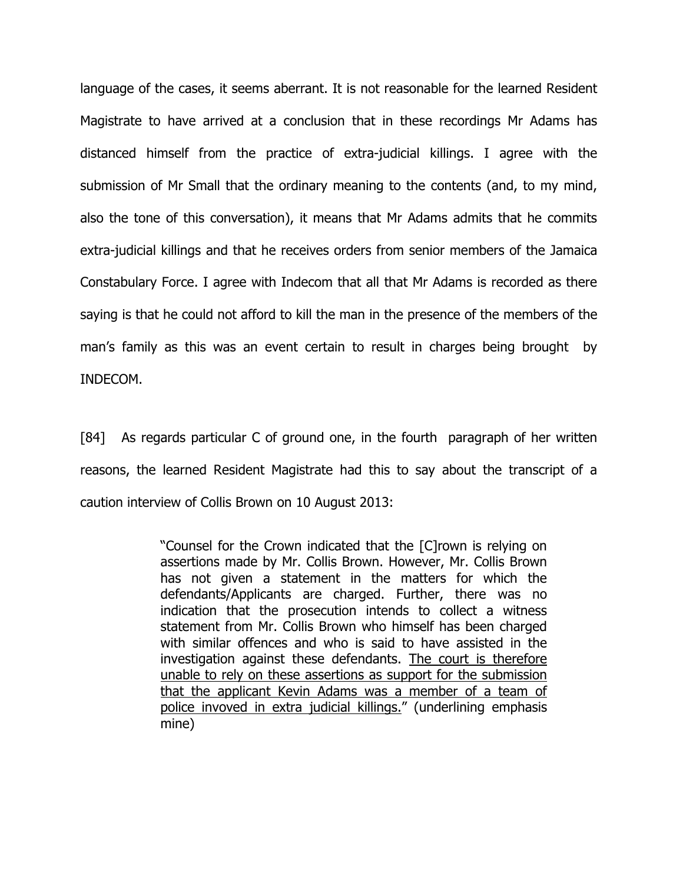language of the cases, it seems aberrant. It is not reasonable for the learned Resident Magistrate to have arrived at a conclusion that in these recordings Mr Adams has distanced himself from the practice of extra-judicial killings. I agree with the submission of Mr Small that the ordinary meaning to the contents (and, to my mind, also the tone of this conversation), it means that Mr Adams admits that he commits extra-judicial killings and that he receives orders from senior members of the Jamaica Constabulary Force. I agree with Indecom that all that Mr Adams is recorded as there saying is that he could not afford to kill the man in the presence of the members of the man's family as this was an event certain to result in charges being brought by INDECOM.

[84] As regards particular C of ground one, in the fourth paragraph of her written reasons, the learned Resident Magistrate had this to say about the transcript of a caution interview of Collis Brown on 10 August 2013:

> "Counsel for the Crown indicated that the [C]rown is relying on assertions made by Mr. Collis Brown. However, Mr. Collis Brown has not given a statement in the matters for which the defendants/Applicants are charged. Further, there was no indication that the prosecution intends to collect a witness statement from Mr. Collis Brown who himself has been charged with similar offences and who is said to have assisted in the investigation against these defendants. <u>The court is therefore unable to rely on these assertions as support for the submission that the applicant Kevin Adams was a member of a team of police invoved in extra judicial killings.</u>" (underlining emphasis mine)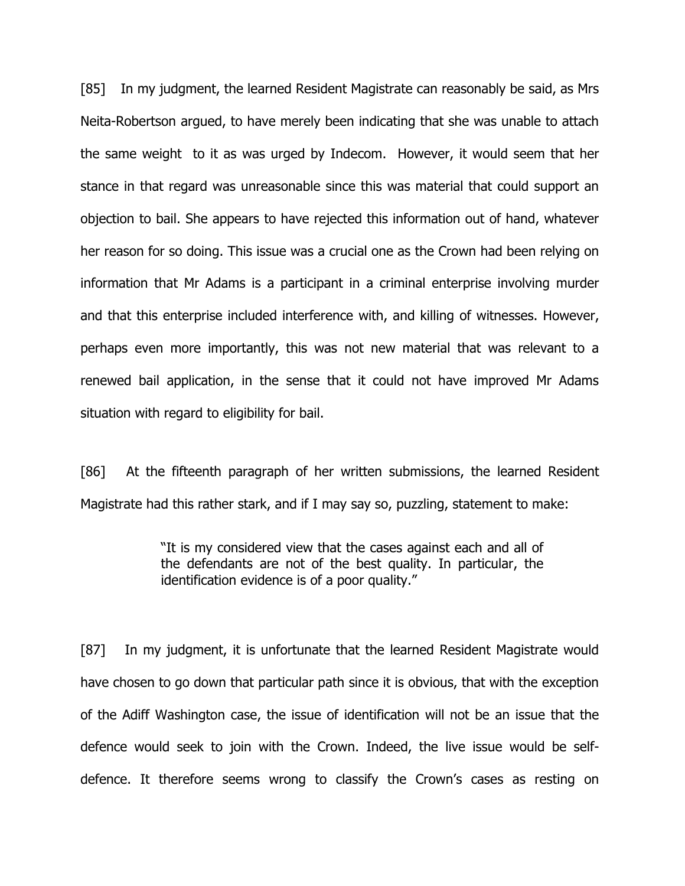[85] In my judgment, the learned Resident Magistrate can reasonably be said, as Mrs Neita-Robertson argued, to have merely been indicating that she was unable to attach the same weight to it as was urged by Indecom. However, it would seem that her stance in that regard was unreasonable since this was material that could support an objection to bail. She appears to have rejected this information out of hand, whatever her reason for so doing. This issue was a crucial one as the Crown had been relying on information that Mr Adams is a participant in a criminal enterprise involving murder and that this enterprise included interference with, and killing of witnesses. However, perhaps even more importantly, this was not new material that was relevant to a renewed bail application, in the sense that it could not have improved Mr Adams situation with regard to eligibility for bail.

[86] At the fifteenth paragraph of her written submissions, the learned Resident Magistrate had this rather stark, and if I may say so, puzzling, statement to make:

> "It is my considered view that the cases against each and all of the defendants are not of the best quality. In particular, the identification evidence is of a poor quality."

[87] In my judgment, it is unfortunate that the learned Resident Magistrate would have chosen to go down that particular path since it is obvious, that with the exception of the Adiff Washington case, the issue of identification will not be an issue that the defence would seek to join with the Crown. Indeed, the live issue would be self-defence. It therefore seems wrong to classify the Crown's cases as resting on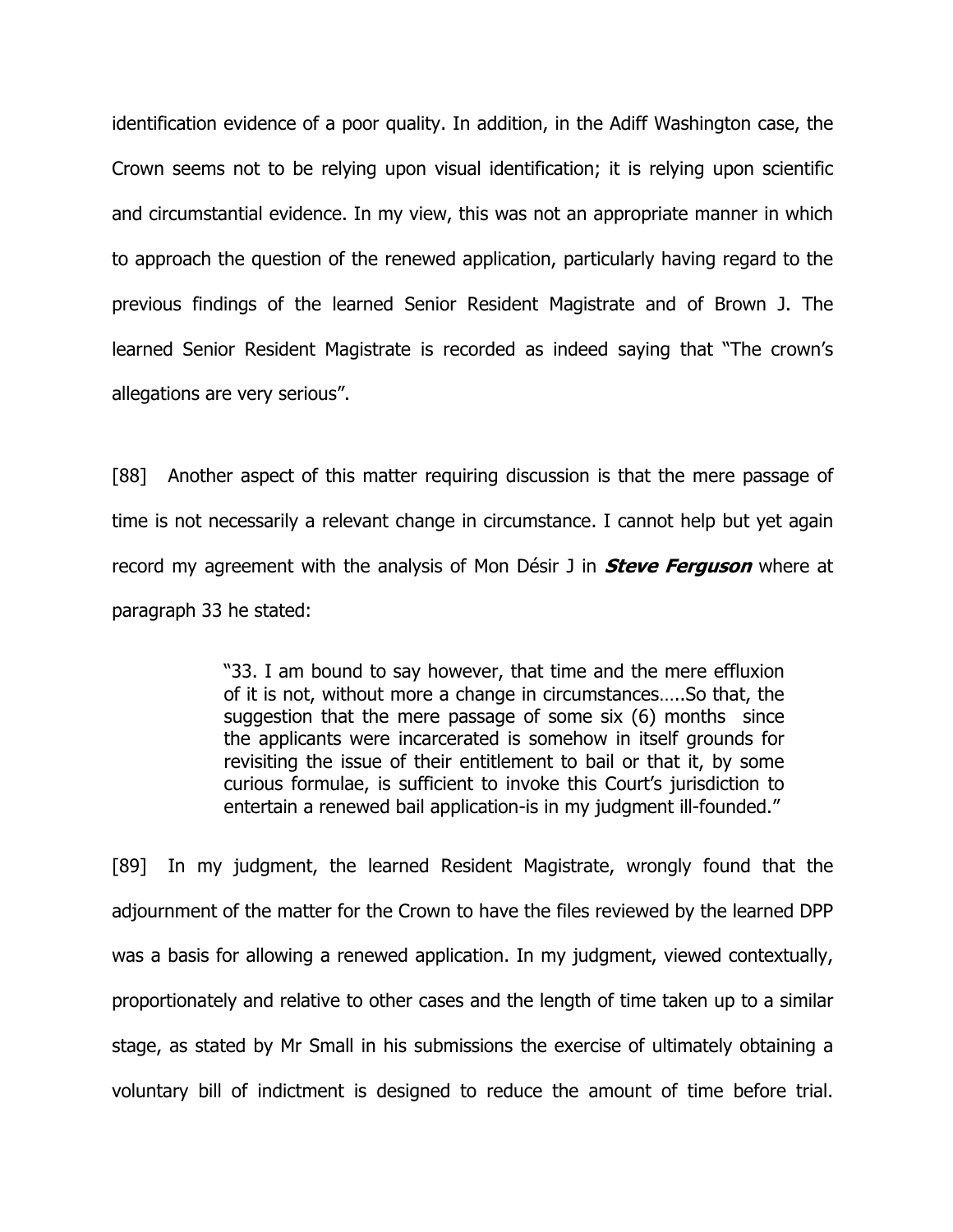identification evidence of a poor quality. In addition, in the Adiff Washington case, the Crown seems not to be relying upon visual identification; it is relying upon scientific and circumstantial evidence. In my view, this was not an appropriate manner in which to approach the question of the renewed application, particularly having regard to the previous findings of the learned Senior Resident Magistrate and of Brown J. The learned Senior Resident Magistrate is recorded as indeed saying that "The crown's allegations are very serious".

[88] Another aspect of this matter requiring discussion is that the mere passage of time is not necessarily a relevant change in circumstance. I cannot help but yet again record my agreement with the analysis of Mon Désir J in ***Steve Ferguson*** where at paragraph 33 he stated:

> "33. I am bound to say however, that time and the mere effluxion of it is not, without more a change in circumstances…..So that, the suggestion that the mere passage of some six (6) months since the applicants were incarcerated is somehow in itself grounds for revisiting the issue of their entitlement to bail or that it, by some curious formulae, is sufficient to invoke this Court's jurisdiction to entertain a renewed bail application-is in my judgment ill-founded."

[89] In my judgment, the learned Resident Magistrate, wrongly found that the adjournment of the matter for the Crown to have the files reviewed by the learned DPP was a basis for allowing a renewed application. In my judgment, viewed contextually, proportionately and relative to other cases and the length of time taken up to a similar stage, as stated by Mr Small in his submissions the exercise of ultimately obtaining a voluntary bill of indictment is designed to reduce the amount of time before trial.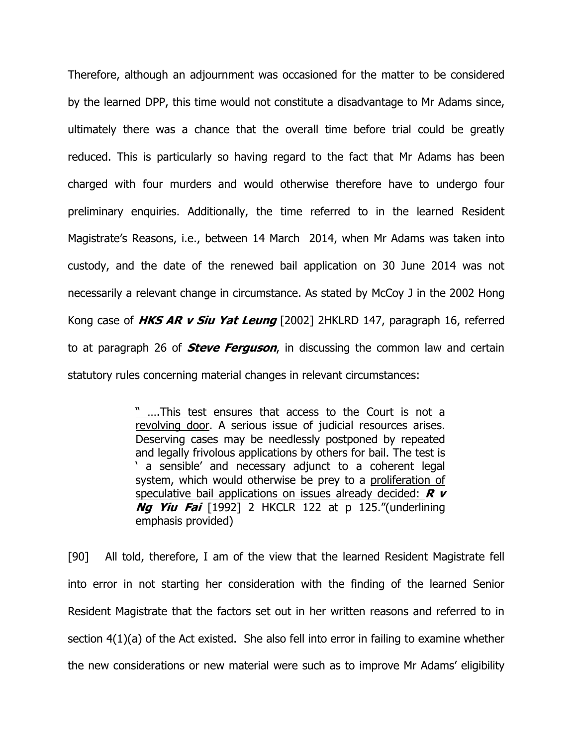Therefore, although an adjournment was occasioned for the matter to be considered by the learned DPP, this time would not constitute a disadvantage to Mr Adams since, ultimately there was a chance that the overall time before trial could be greatly reduced. This is particularly so having regard to the fact that Mr Adams has been charged with four murders and would otherwise therefore have to undergo four preliminary enquiries. Additionally, the time referred to in the learned Resident Magistrate's Reasons, i.e., between 14 March 2014, when Mr Adams was taken into custody, and the date of the renewed bail application on 30 June 2014 was not necessarily a relevant change in circumstance. As stated by McCoy J in the 2002 Hong Kong case of ***HKS AR v Siu Yat Leung*** [2002] 2HKLRD 147, paragraph 16, referred to at paragraph 26 of ***Steve Ferguson***, in discussing the common law and certain statutory rules concerning material changes in relevant circumstances:

> " ….This test ensures that access to the Court is not a revolving door. A serious issue of judicial resources arises. Deserving cases may be needlessly postponed by repeated and legally frivolous applications by others for bail. The test is ' a sensible' and necessary adjunct to a coherent legal system, which would otherwise be prey to a proliferation of speculative bail applications on issues already decided: ***R v Ng Yiu Fai*** [1992] 2 HKCLR 122 at p 125."(underlining emphasis provided)

[90] All told, therefore, I am of the view that the learned Resident Magistrate fell into error in not starting her consideration with the finding of the learned Senior Resident Magistrate that the factors set out in her written reasons and referred to in section 4(1)(a) of the Act existed. She also fell into error in failing to examine whether the new considerations or new material were such as to improve Mr Adams' eligibility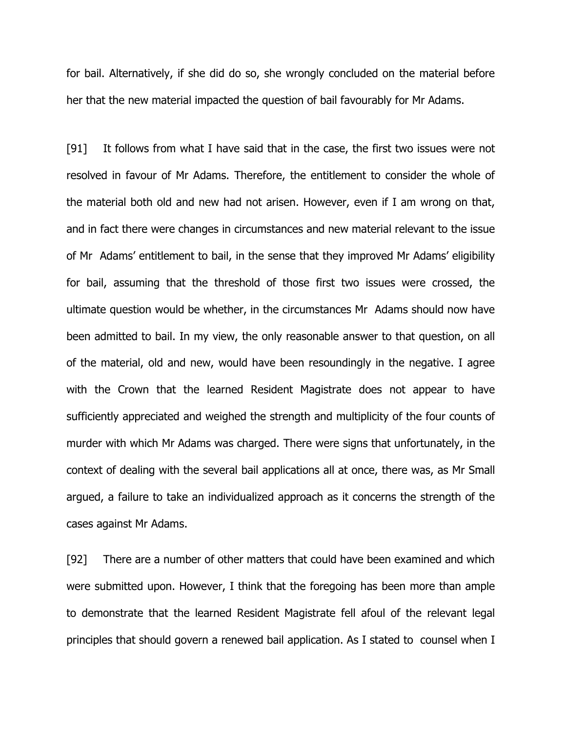for bail. Alternatively, if she did do so, she wrongly concluded on the material before her that the new material impacted the question of bail favourably for Mr Adams.

[91] It follows from what I have said that in the case, the first two issues were not resolved in favour of Mr Adams. Therefore, the entitlement to consider the whole of the material both old and new had not arisen. However, even if I am wrong on that, and in fact there were changes in circumstances and new material relevant to the issue of Mr Adams' entitlement to bail, in the sense that they improved Mr Adams' eligibility for bail, assuming that the threshold of those first two issues were crossed, the ultimate question would be whether, in the circumstances Mr Adams should now have been admitted to bail. In my view, the only reasonable answer to that question, on all of the material, old and new, would have been resoundingly in the negative. I agree with the Crown that the learned Resident Magistrate does not appear to have sufficiently appreciated and weighed the strength and multiplicity of the four counts of murder with which Mr Adams was charged. There were signs that unfortunately, in the context of dealing with the several bail applications all at once, there was, as Mr Small argued, a failure to take an individualized approach as it concerns the strength of the cases against Mr Adams.

[92] There are a number of other matters that could have been examined and which were submitted upon. However, I think that the foregoing has been more than ample to demonstrate that the learned Resident Magistrate fell afoul of the relevant legal principles that should govern a renewed bail application. As I stated to counsel when I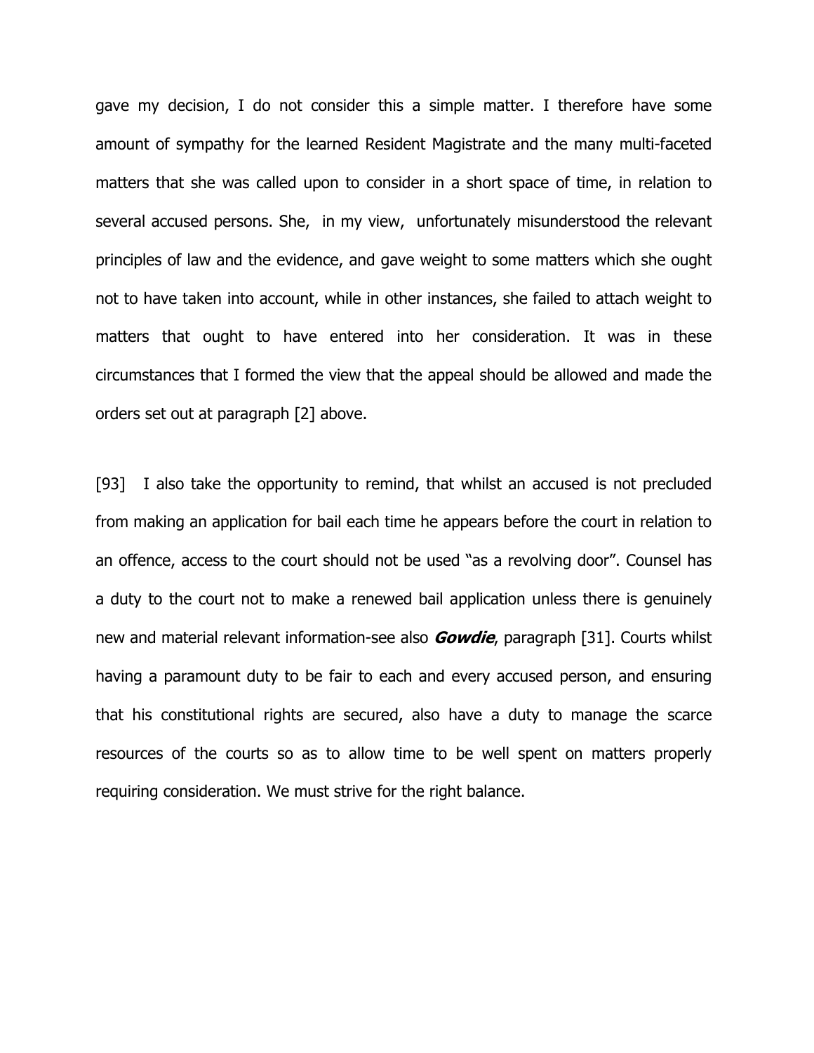gave my decision, I do not consider this a simple matter. I therefore have some amount of sympathy for the learned Resident Magistrate and the many multi-faceted matters that she was called upon to consider in a short space of time, in relation to several accused persons. She, in my view, unfortunately misunderstood the relevant principles of law and the evidence, and gave weight to some matters which she ought not to have taken into account, while in other instances, she failed to attach weight to matters that ought to have entered into her consideration. It was in these circumstances that I formed the view that the appeal should be allowed and made the orders set out at paragraph [2] above.

[93] I also take the opportunity to remind, that whilst an accused is not precluded from making an application for bail each time he appears before the court in relation to an offence, access to the court should not be used "as a revolving door". Counsel has a duty to the court not to make a renewed bail application unless there is genuinely new and material relevant information-see also ***Gowdie***, paragraph [31]. Courts whilst having a paramount duty to be fair to each and every accused person, and ensuring that his constitutional rights are secured, also have a duty to manage the scarce resources of the courts so as to allow time to be well spent on matters properly requiring consideration. We must strive for the right balance.